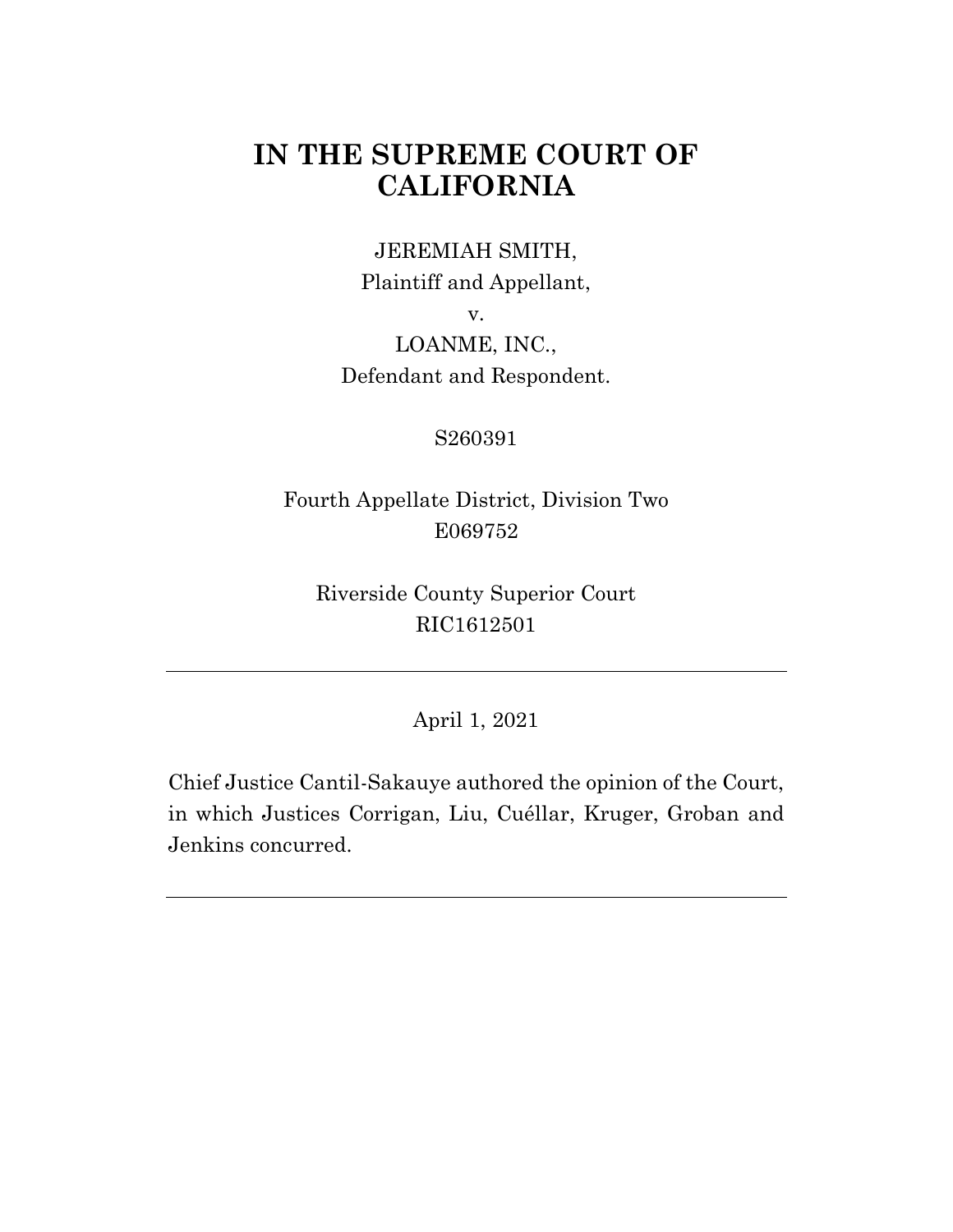# IN THE SUPREME COURT OF CALIFORNIA

JEREMIAH SMITH,
Plaintiff and Appellant,

v.

LOANME, INC.,
Defendant and Respondent.

S260391

Fourth Appellate District, Division Two
E069752

Riverside County Superior Court
RIC1612501

---

April 1, 2021

Chief Justice Cantil-Sakauye authored the opinion of the Court, in which Justices Corrigan, Liu, Cuéllar, Kruger, Groban and Jenkins concurred.

---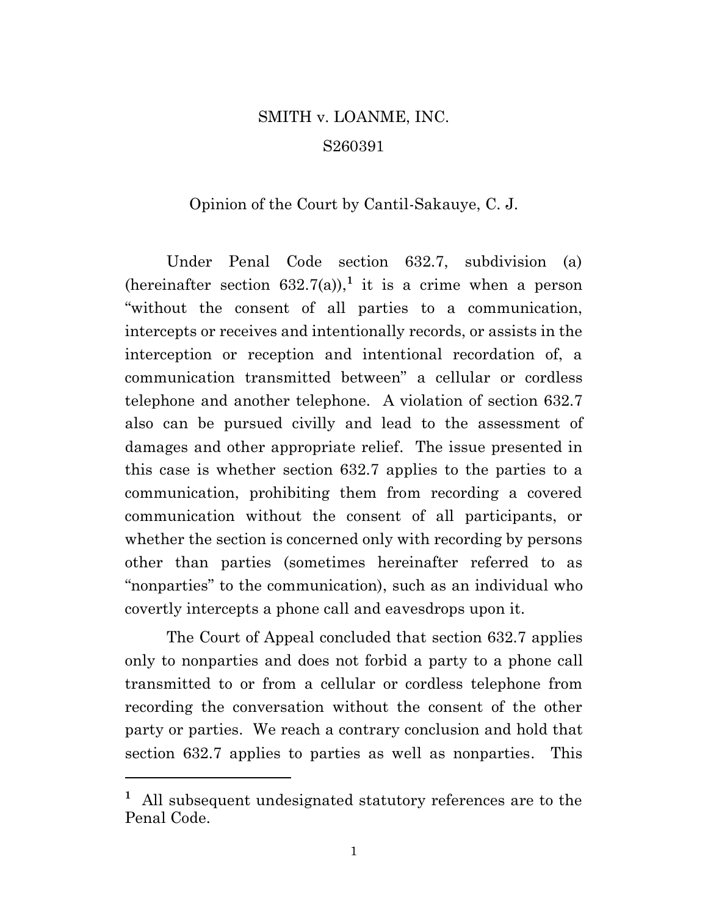SMITH v. LOANME, INC.

S260391

Opinion of the Court by Cantil-Sakauye, C. J.

Under Penal Code section 632.7, subdivision (a) (hereinafter section 632.7(a)),[1] it is a crime when a person "without the consent of all parties to a communication, intercepts or receives and intentionally records, or assists in the interception or reception and intentional recordation of, a communication transmitted between" a cellular or cordless telephone and another telephone. A violation of section 632.7 also can be pursued civilly and lead to the assessment of damages and other appropriate relief. The issue presented in this case is whether section 632.7 applies to the parties to a communication, prohibiting them from recording a covered communication without the consent of all participants, or whether the section is concerned only with recording by persons other than parties (sometimes hereinafter referred to as "nonparties" to the communication), such as an individual who covertly intercepts a phone call and eavesdrops upon it.

The Court of Appeal concluded that section 632.7 applies only to nonparties and does not forbid a party to a phone call transmitted to or from a cellular or cordless telephone from recording the conversation without the consent of the other party or parties. We reach a contrary conclusion and hold that section 632.7 applies to parties as well as nonparties. This

[1] All subsequent undesignated statutory references are to the Penal Code.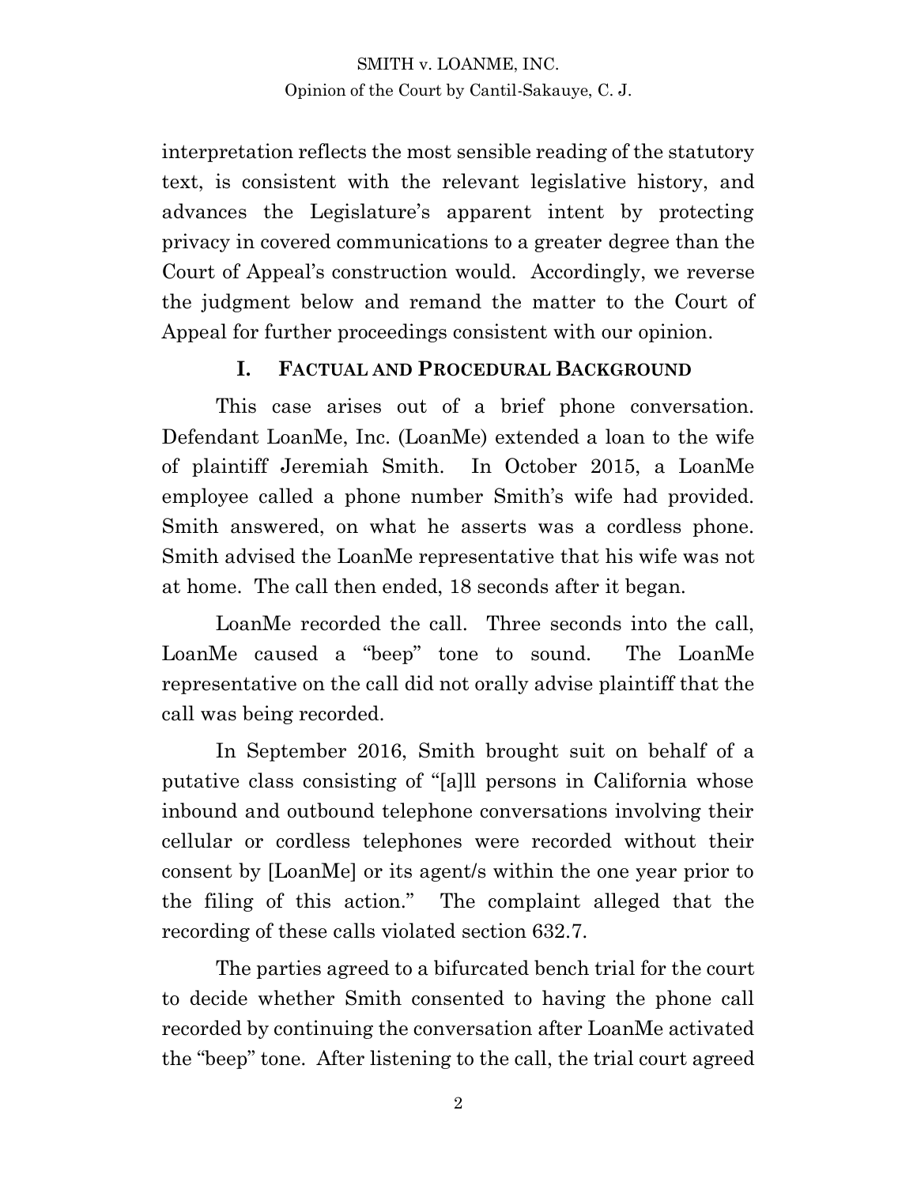interpretation reflects the most sensible reading of the statutory text, is consistent with the relevant legislative history, and advances the Legislature's apparent intent by protecting privacy in covered communications to a greater degree than the Court of Appeal's construction would. Accordingly, we reverse the judgment below and remand the matter to the Court of Appeal for further proceedings consistent with our opinion.

## I. FACTUAL AND PROCEDURAL BACKGROUND

This case arises out of a brief phone conversation. Defendant LoanMe, Inc. (LoanMe) extended a loan to the wife of plaintiff Jeremiah Smith. In October 2015, a LoanMe employee called a phone number Smith's wife had provided. Smith answered, on what he asserts was a cordless phone. Smith advised the LoanMe representative that his wife was not at home. The call then ended, 18 seconds after it began.

LoanMe recorded the call. Three seconds into the call, LoanMe caused a "beep" tone to sound. The LoanMe representative on the call did not orally advise plaintiff that the call was being recorded.

In September 2016, Smith brought suit on behalf of a putative class consisting of "[a]ll persons in California whose inbound and outbound telephone conversations involving their cellular or cordless telephones were recorded without their consent by [LoanMe] or its agent/s within the one year prior to the filing of this action." The complaint alleged that the recording of these calls violated section 632.7.

The parties agreed to a bifurcated bench trial for the court to decide whether Smith consented to having the phone call recorded by continuing the conversation after LoanMe activated the "beep" tone. After listening to the call, the trial court agreed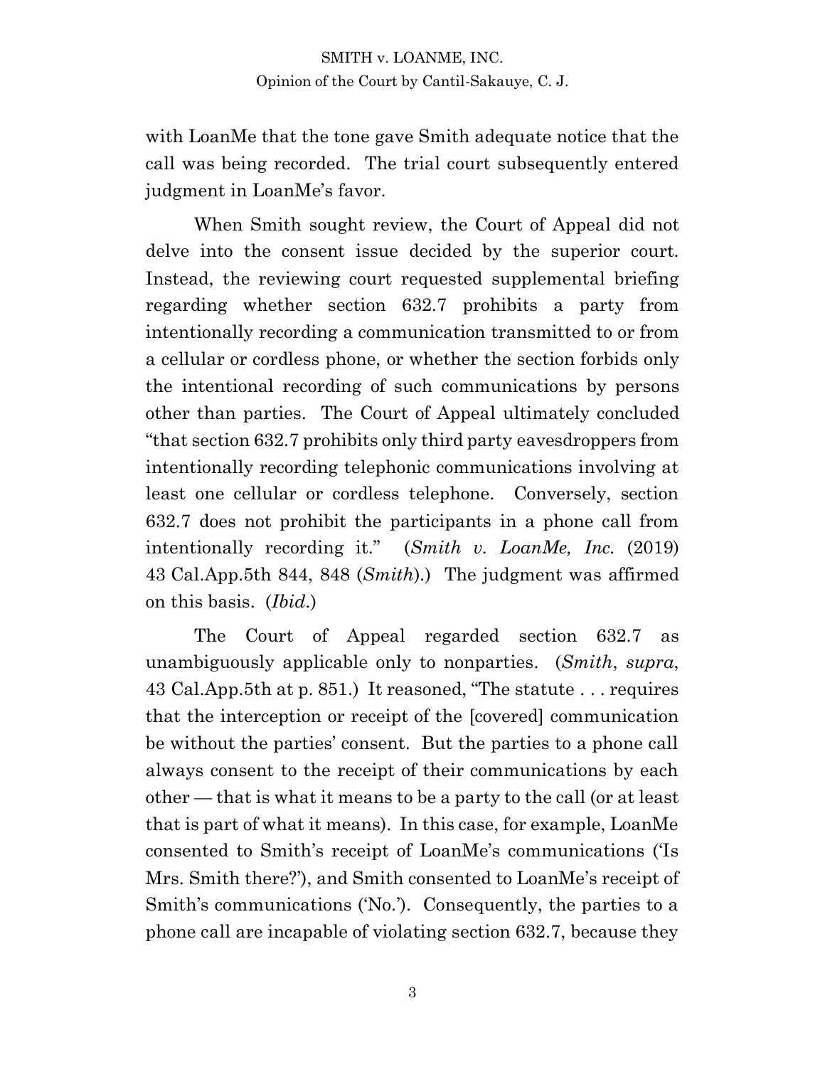with LoanMe that the tone gave Smith adequate notice that the call was being recorded. The trial court subsequently entered judgment in LoanMe's favor.

When Smith sought review, the Court of Appeal did not delve into the consent issue decided by the superior court. Instead, the reviewing court requested supplemental briefing regarding whether section 632.7 prohibits a party from intentionally recording a communication transmitted to or from a cellular or cordless phone, or whether the section forbids only the intentional recording of such communications by persons other than parties. The Court of Appeal ultimately concluded "that section 632.7 prohibits only third party eavesdroppers from intentionally recording telephonic communications involving at least one cellular or cordless telephone. Conversely, section 632.7 does not prohibit the participants in a phone call from intentionally recording it." (*Smith v. LoanMe, Inc.* (2019) 43 Cal.App.5th 844, 848 (*Smith*).) The judgment was affirmed on this basis. (*Ibid*.)

The Court of Appeal regarded section 632.7 as unambiguously applicable only to nonparties. (*Smith*, *supra*, 43 Cal.App.5th at p. 851.) It reasoned, "The statute . . . requires that the interception or receipt of the [covered] communication be without the parties' consent. But the parties to a phone call always consent to the receipt of their communications by each other — that is what it means to be a party to the call (or at least that is part of what it means). In this case, for example, LoanMe consented to Smith's receipt of LoanMe's communications ('Is Mrs. Smith there?'), and Smith consented to LoanMe's receipt of Smith's communications ('No.'). Consequently, the parties to a phone call are incapable of violating section 632.7, because they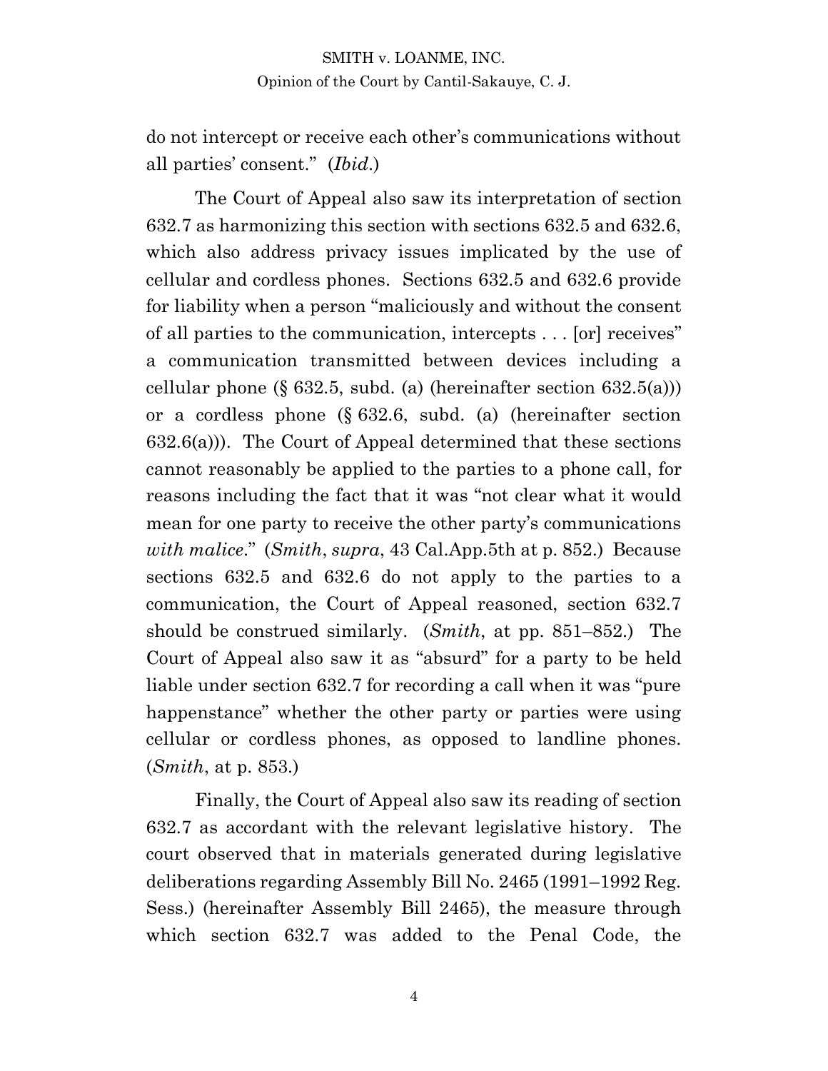do not intercept or receive each other's communications without all parties' consent." (*Ibid*.)

The Court of Appeal also saw its interpretation of section 632.7 as harmonizing this section with sections 632.5 and 632.6, which also address privacy issues implicated by the use of cellular and cordless phones. Sections 632.5 and 632.6 provide for liability when a person "maliciously and without the consent of all parties to the communication, intercepts . . . [or] receives" a communication transmitted between devices including a cellular phone (§ 632.5, subd. (a) (hereinafter section 632.5(a))) or a cordless phone (§ 632.6, subd. (a) (hereinafter section 632.6(a))). The Court of Appeal determined that these sections cannot reasonably be applied to the parties to a phone call, for reasons including the fact that it was "not clear what it would mean for one party to receive the other party's communications *with malice*." (*Smith*, *supra*, 43 Cal.App.5th at p. 852.) Because sections 632.5 and 632.6 do not apply to the parties to a communication, the Court of Appeal reasoned, section 632.7 should be construed similarly. (*Smith*, at pp. 851–852.) The Court of Appeal also saw it as "absurd" for a party to be held liable under section 632.7 for recording a call when it was "pure happenstance" whether the other party or parties were using cellular or cordless phones, as opposed to landline phones. (*Smith*, at p. 853.)

Finally, the Court of Appeal also saw its reading of section 632.7 as accordant with the relevant legislative history. The court observed that in materials generated during legislative deliberations regarding Assembly Bill No. 2465 (1991–1992 Reg. Sess.) (hereinafter Assembly Bill 2465), the measure through which section 632.7 was added to the Penal Code, the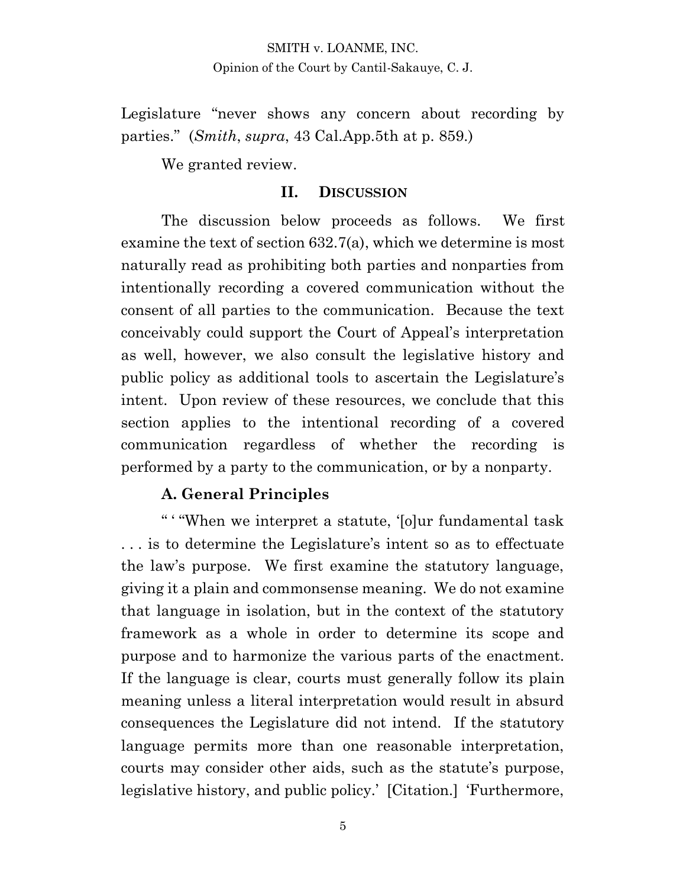Legislature "never shows any concern about recording by parties." (*Smith*, *supra*, 43 Cal.App.5th at p. 859.)

We granted review.

## II. DISCUSSION

The discussion below proceeds as follows. We first examine the text of section 632.7(a), which we determine is most naturally read as prohibiting both parties and nonparties from intentionally recording a covered communication without the consent of all parties to the communication. Because the text conceivably could support the Court of Appeal's interpretation as well, however, we also consult the legislative history and public policy as additional tools to ascertain the Legislature's intent. Upon review of these resources, we conclude that this section applies to the intentional recording of a covered communication regardless of whether the recording is performed by a party to the communication, or by a nonparty.

### A. General Principles

" ' "When we interpret a statute, '[o]ur fundamental task . . . is to determine the Legislature's intent so as to effectuate the law's purpose. We first examine the statutory language, giving it a plain and commonsense meaning. We do not examine that language in isolation, but in the context of the statutory framework as a whole in order to determine its scope and purpose and to harmonize the various parts of the enactment. If the language is clear, courts must generally follow its plain meaning unless a literal interpretation would result in absurd consequences the Legislature did not intend. If the statutory language permits more than one reasonable interpretation, courts may consider other aids, such as the statute's purpose, legislative history, and public policy.' [Citation.] 'Furthermore,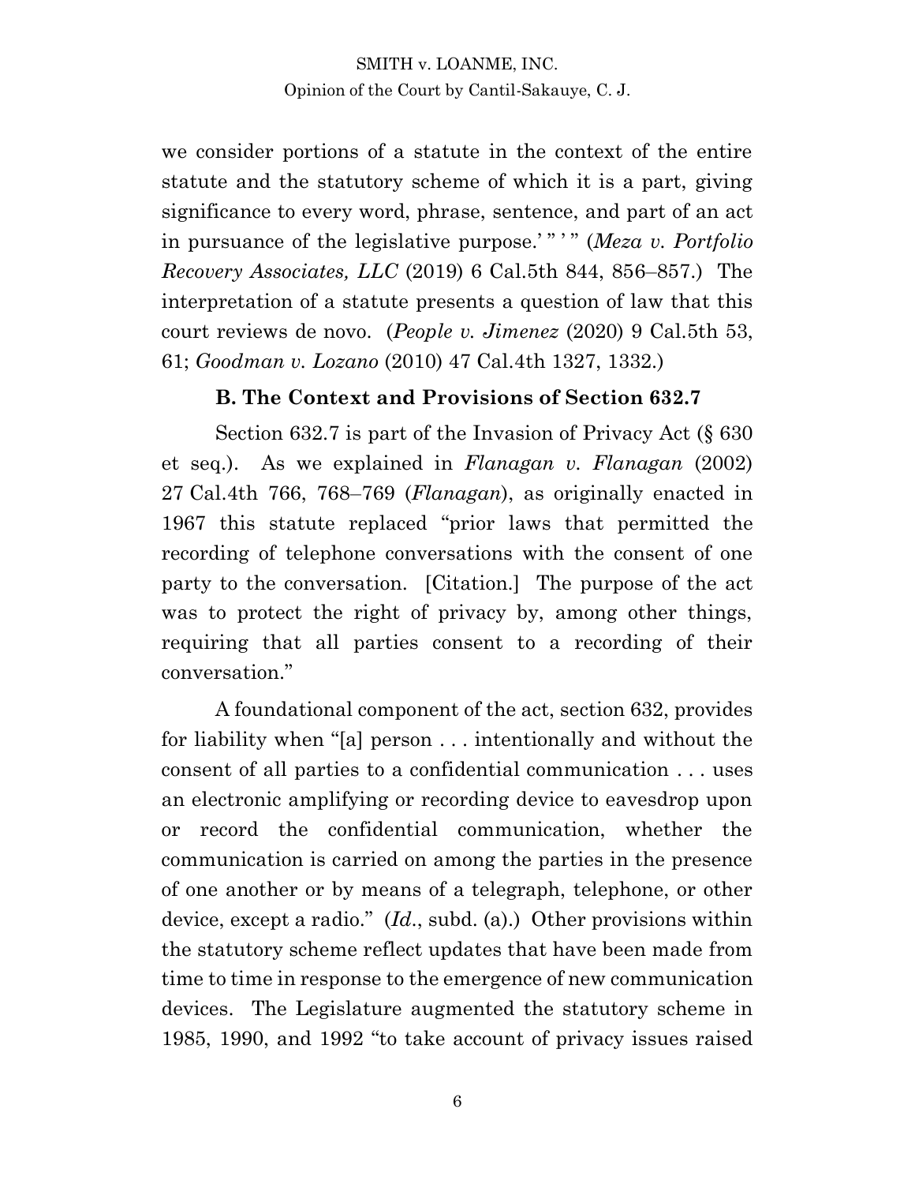we consider portions of a statute in the context of the entire statute and the statutory scheme of which it is a part, giving significance to every word, phrase, sentence, and part of an act in pursuance of the legislative purpose.' " ' " (*Meza v. Portfolio Recovery Associates, LLC* (2019) 6 Cal.5th 844, 856–857.) The interpretation of a statute presents a question of law that this court reviews de novo. (*People v. Jimenez* (2020) 9 Cal.5th 53, 61; *Goodman v. Lozano* (2010) 47 Cal.4th 1327, 1332.)

### B. The Context and Provisions of Section 632.7

Section 632.7 is part of the Invasion of Privacy Act (§ 630 et seq.). As we explained in *Flanagan v. Flanagan* (2002) 27 Cal.4th 766, 768–769 (*Flanagan*), as originally enacted in 1967 this statute replaced "prior laws that permitted the recording of telephone conversations with the consent of one party to the conversation. [Citation.] The purpose of the act was to protect the right of privacy by, among other things, requiring that all parties consent to a recording of their conversation."

A foundational component of the act, section 632, provides for liability when "[a] person . . . intentionally and without the consent of all parties to a confidential communication . . . uses an electronic amplifying or recording device to eavesdrop upon or record the confidential communication, whether the communication is carried on among the parties in the presence of one another or by means of a telegraph, telephone, or other device, except a radio." (*Id.*, subd. (a).) Other provisions within the statutory scheme reflect updates that have been made from time to time in response to the emergence of new communication devices. The Legislature augmented the statutory scheme in 1985, 1990, and 1992 "to take account of privacy issues raised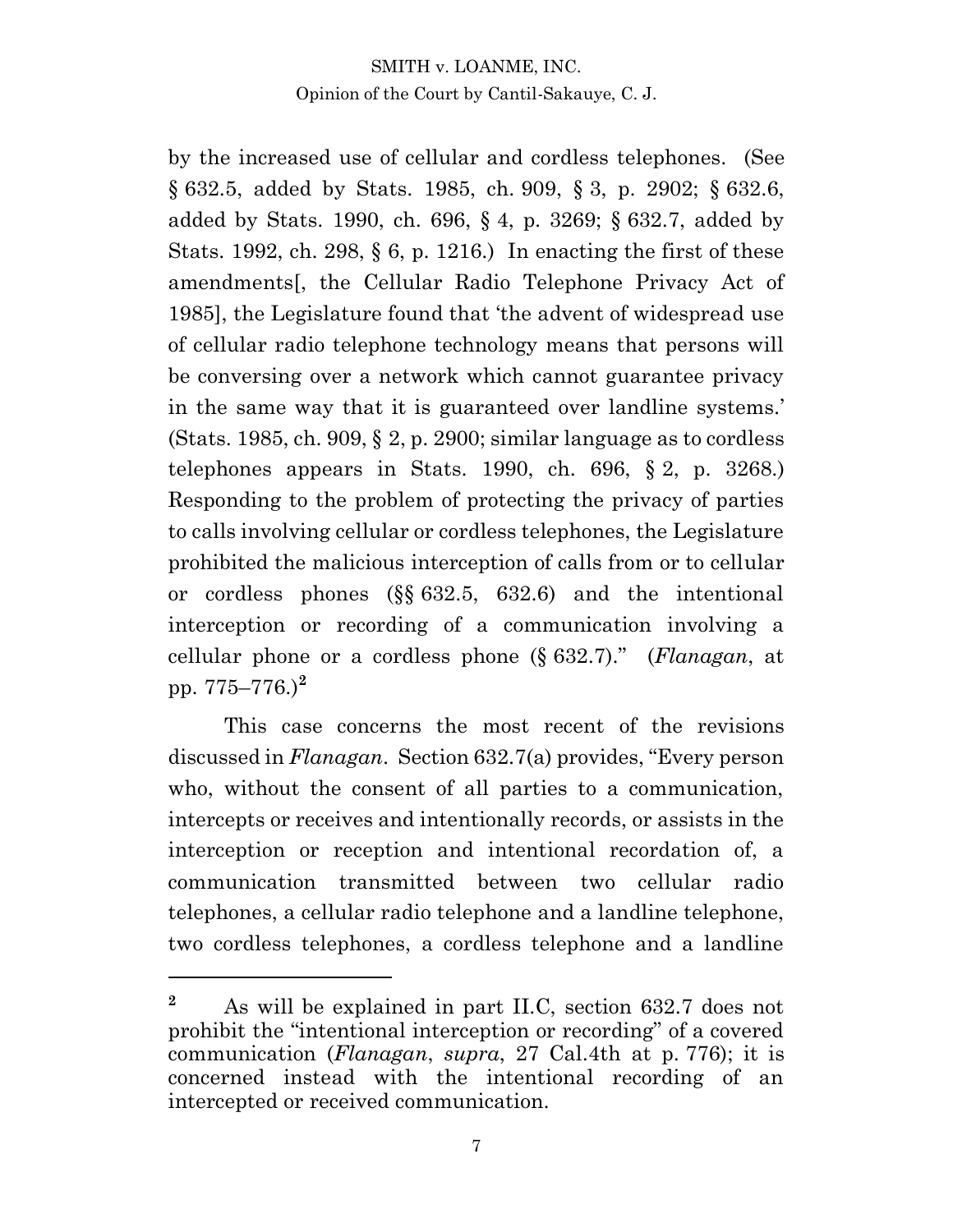by the increased use of cellular and cordless telephones. (See § 632.5, added by Stats. 1985, ch. 909, § 3, p. 2902; § 632.6, added by Stats. 1990, ch. 696, § 4, p. 3269; § 632.7, added by Stats. 1992, ch. 298, § 6, p. 1216.) In enacting the first of these amendments[, the Cellular Radio Telephone Privacy Act of 1985], the Legislature found that 'the advent of widespread use of cellular radio telephone technology means that persons will be conversing over a network which cannot guarantee privacy in the same way that it is guaranteed over landline systems.' (Stats. 1985, ch. 909, § 2, p. 2900; similar language as to cordless telephones appears in Stats. 1990, ch. 696, § 2, p. 3268.) Responding to the problem of protecting the privacy of parties to calls involving cellular or cordless telephones, the Legislature prohibited the malicious interception of calls from or to cellular or cordless phones (§§ 632.5, 632.6) and the intentional interception or recording of a communication involving a cellular phone or a cordless phone (§ 632.7)." (*Flanagan*, at pp. 775–776.)[2]

This case concerns the most recent of the revisions discussed in *Flanagan*. Section 632.7(a) provides, "Every person who, without the consent of all parties to a communication, intercepts or receives and intentionally records, or assists in the interception or reception and intentional recordation of, a communication transmitted between two cellular radio telephones, a cellular radio telephone and a landline telephone, two cordless telephones, a cordless telephone and a landline

---

[2] As will be explained in part II.C, section 632.7 does not prohibit the "intentional interception or recording" of a covered communication (*Flanagan*, *supra*, 27 Cal.4th at p. 776); it is concerned instead with the intentional recording of an intercepted or received communication.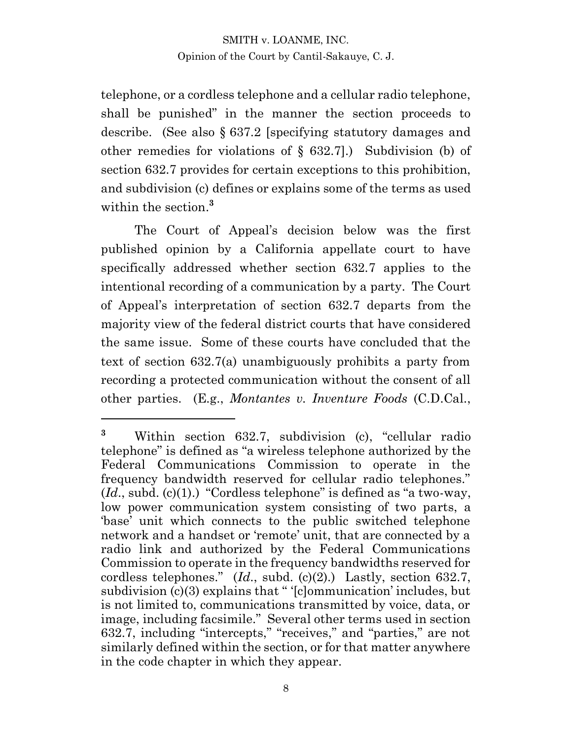telephone, or a cordless telephone and a cellular radio telephone, shall be punished" in the manner the section proceeds to describe. (See also § 637.2 [specifying statutory damages and other remedies for violations of § 632.7].) Subdivision (b) of section 632.7 provides for certain exceptions to this prohibition, and subdivision (c) defines or explains some of the terms as used within the section.[3]

The Court of Appeal's decision below was the first published opinion by a California appellate court to have specifically addressed whether section 632.7 applies to the intentional recording of a communication by a party. The Court of Appeal's interpretation of section 632.7 departs from the majority view of the federal district courts that have considered the same issue. Some of these courts have concluded that the text of section 632.7(a) unambiguously prohibits a party from recording a protected communication without the consent of all other parties. (E.g., *Montantes v. Inventure Foods* (C.D.Cal.,

---

[3] Within section 632.7, subdivision (c), "cellular radio telephone" is defined as "a wireless telephone authorized by the Federal Communications Commission to operate in the frequency bandwidth reserved for cellular radio telephones." (*Id.*, subd. (c)(1).) "Cordless telephone" is defined as "a two-way, low power communication system consisting of two parts, a 'base' unit which connects to the public switched telephone network and a handset or 'remote' unit, that are connected by a radio link and authorized by the Federal Communications Commission to operate in the frequency bandwidths reserved for cordless telephones." (*Id.*, subd. (c)(2).) Lastly, section 632.7, subdivision (c)(3) explains that " '[c]ommunication' includes, but is not limited to, communications transmitted by voice, data, or image, including facsimile." Several other terms used in section 632.7, including "intercepts," "receives," and "parties," are not similarly defined within the section, or for that matter anywhere in the code chapter in which they appear.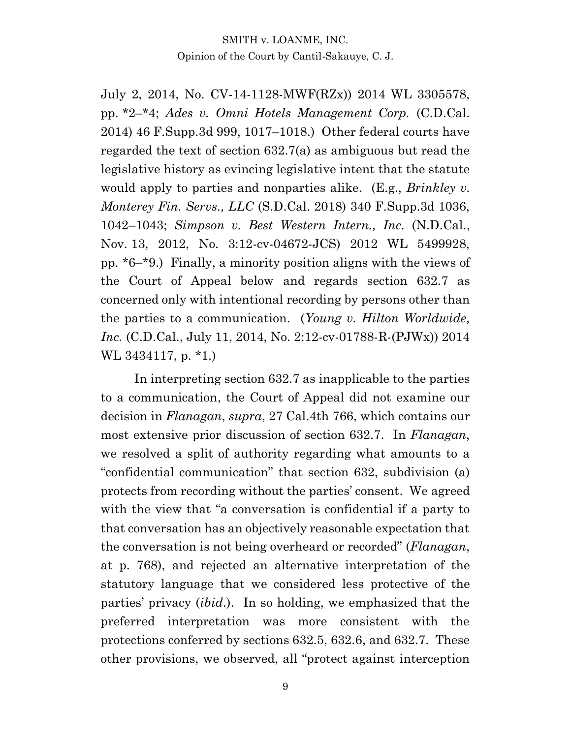July 2, 2014, No. CV-14-1128-MWF(RZx)) 2014 WL 3305578, pp. *2–*4; *Ades v. Omni Hotels Management Corp.* (C.D.Cal. 2014) 46 F.Supp.3d 999, 1017–1018.) Other federal courts have regarded the text of section 632.7(a) as ambiguous but read the legislative history as evincing legislative intent that the statute would apply to parties and nonparties alike. (E.g., *Brinkley v. Monterey Fin. Servs., LLC* (S.D.Cal. 2018) 340 F.Supp.3d 1036, 1042–1043; *Simpson v. Best Western Intern., Inc.* (N.D.Cal., Nov. 13, 2012, No. 3:12-cv-04672-JCS) 2012 WL 5499928, pp. *6–*9.) Finally, a minority position aligns with the views of the Court of Appeal below and regards section 632.7 as concerned only with intentional recording by persons other than the parties to a communication. (*Young v. Hilton Worldwide, Inc.* (C.D.Cal., July 11, 2014, No. 2:12-cv-01788-R-(PJWx)) 2014 WL 3434117, p. *1.)

In interpreting section 632.7 as inapplicable to the parties to a communication, the Court of Appeal did not examine our decision in *Flanagan*, *supra*, 27 Cal.4th 766, which contains our most extensive prior discussion of section 632.7. In *Flanagan*, we resolved a split of authority regarding what amounts to a "confidential communication" that section 632, subdivision (a) protects from recording without the parties' consent. We agreed with the view that "a conversation is confidential if a party to that conversation has an objectively reasonable expectation that the conversation is not being overheard or recorded" (*Flanagan*, at p. 768), and rejected an alternative interpretation of the statutory language that we considered less protective of the parties' privacy (*ibid.*). In so holding, we emphasized that the preferred interpretation was more consistent with the protections conferred by sections 632.5, 632.6, and 632.7. These other provisions, we observed, all "protect against interception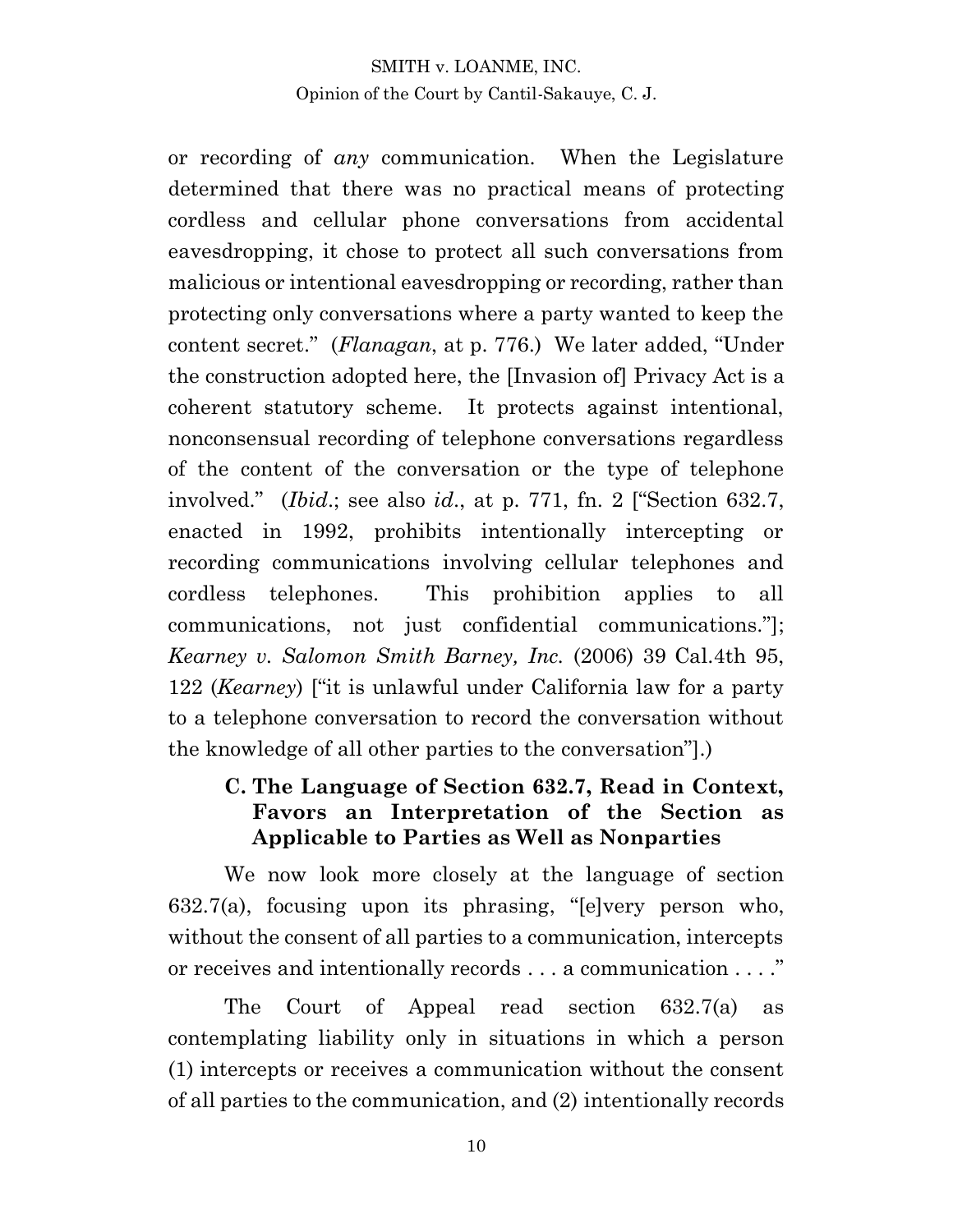or recording of *any* communication. When the Legislature determined that there was no practical means of protecting cordless and cellular phone conversations from accidental eavesdropping, it chose to protect all such conversations from malicious or intentional eavesdropping or recording, rather than protecting only conversations where a party wanted to keep the content secret." (*Flanagan*, at p. 776.) We later added, "Under the construction adopted here, the [Invasion of] Privacy Act is a coherent statutory scheme. It protects against intentional, nonconsensual recording of telephone conversations regardless of the content of the conversation or the type of telephone involved." (*Ibid*.; see also *id*., at p. 771, fn. 2 ["Section 632.7, enacted in 1992, prohibits intentionally intercepting or recording communications involving cellular telephones and cordless telephones. This prohibition applies to all communications, not just confidential communications."]; *Kearney v. Salomon Smith Barney, Inc.* (2006) 39 Cal.4th 95, 122 (*Kearney*) ["it is unlawful under California law for a party to a telephone conversation to record the conversation without the knowledge of all other parties to the conversation"].)

### C. The Language of Section 632.7, Read in Context, Favors an Interpretation of the Section as Applicable to Parties as Well as Nonparties

We now look more closely at the language of section 632.7(a), focusing upon its phrasing, "[e]very person who, without the consent of all parties to a communication, intercepts or receives and intentionally records . . . a communication . . . ."

The Court of Appeal read section 632.7(a) as contemplating liability only in situations in which a person (1) intercepts or receives a communication without the consent of all parties to the communication, and (2) intentionally records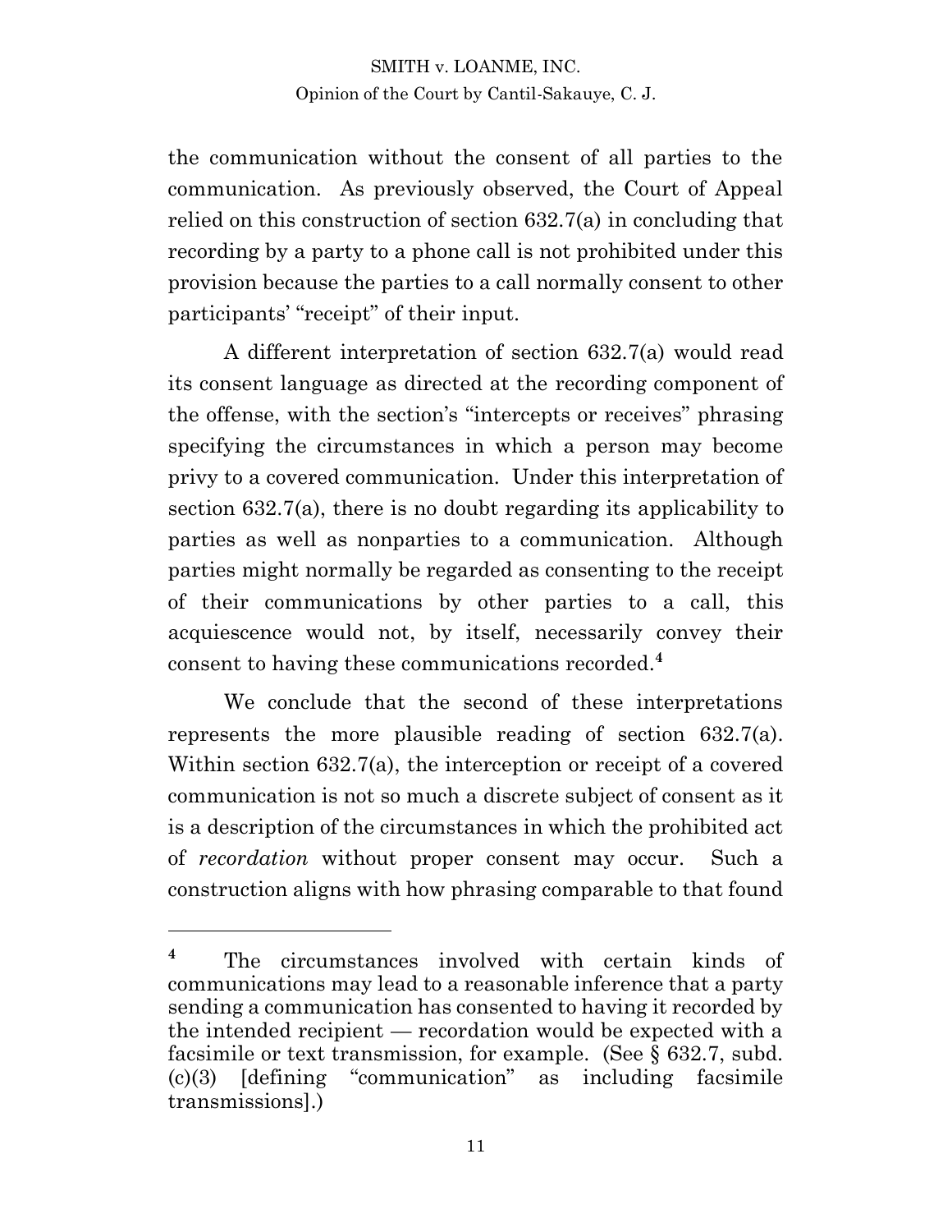the communication without the consent of all parties to the communication. As previously observed, the Court of Appeal relied on this construction of section 632.7(a) in concluding that recording by a party to a phone call is not prohibited under this provision because the parties to a call normally consent to other participants' "receipt" of their input.

A different interpretation of section 632.7(a) would read its consent language as directed at the recording component of the offense, with the section's "intercepts or receives" phrasing specifying the circumstances in which a person may become privy to a covered communication. Under this interpretation of section 632.7(a), there is no doubt regarding its applicability to parties as well as nonparties to a communication. Although parties might normally be regarded as consenting to the receipt of their communications by other parties to a call, this acquiescence would not, by itself, necessarily convey their consent to having these communications recorded.[4]

We conclude that the second of these interpretations represents the more plausible reading of section 632.7(a). Within section 632.7(a), the interception or receipt of a covered communication is not so much a discrete subject of consent as it is a description of the circumstances in which the prohibited act of *recordation* without proper consent may occur. Such a construction aligns with how phrasing comparable to that found

---

[4] The circumstances involved with certain kinds of communications may lead to a reasonable inference that a party sending a communication has consented to having it recorded by the intended recipient — recordation would be expected with a facsimile or text transmission, for example. (See § 632.7, subd. (c)(3) [defining "communication" as including facsimile transmissions].)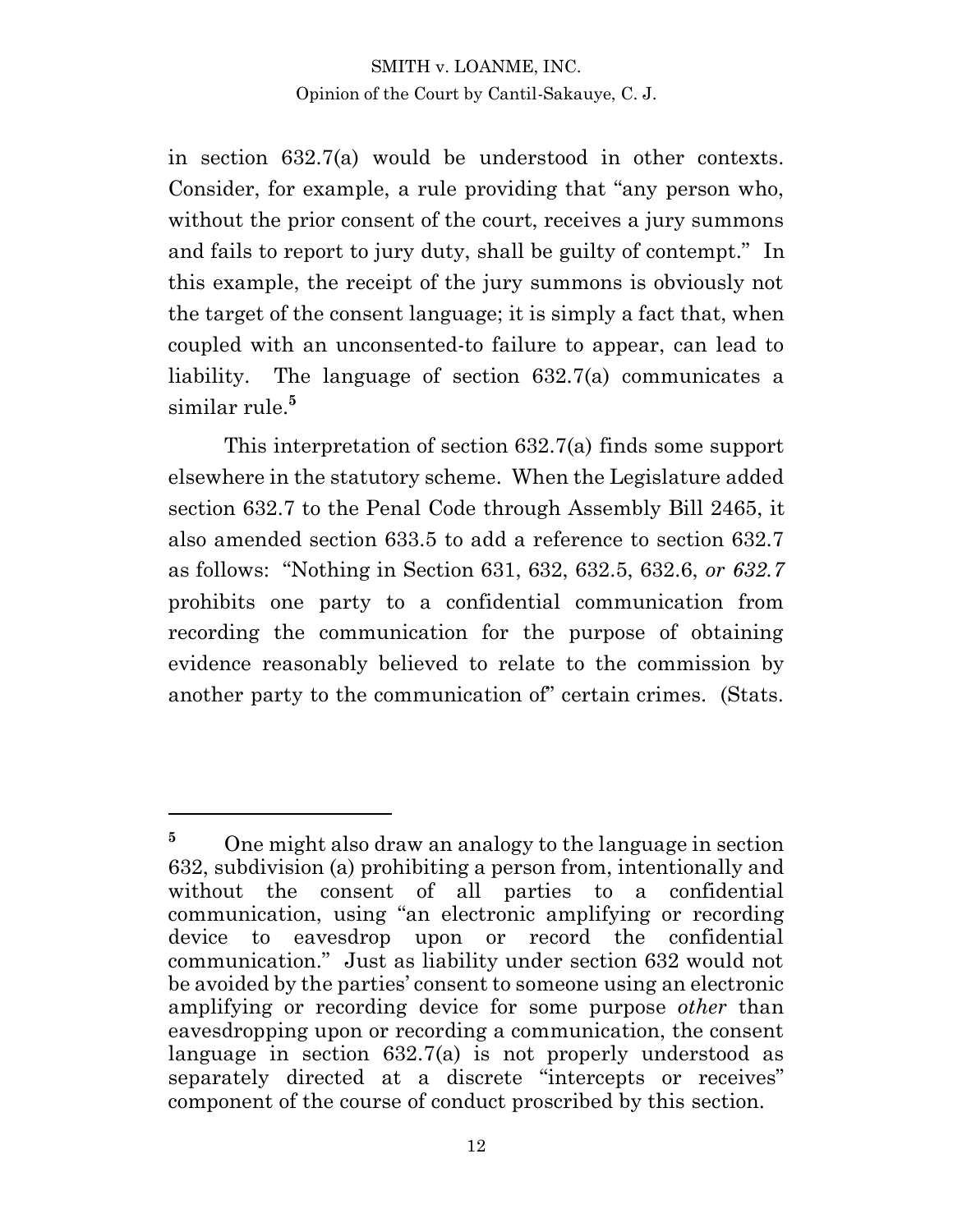in section 632.7(a) would be understood in other contexts. Consider, for example, a rule providing that "any person who, without the prior consent of the court, receives a jury summons and fails to report to jury duty, shall be guilty of contempt." In this example, the receipt of the jury summons is obviously not the target of the consent language; it is simply a fact that, when coupled with an unconsented-to failure to appear, can lead to liability. The language of section 632.7(a) communicates a similar rule.[5]

This interpretation of section 632.7(a) finds some support elsewhere in the statutory scheme. When the Legislature added section 632.7 to the Penal Code through Assembly Bill 2465, it also amended section 633.5 to add a reference to section 632.7 as follows: "Nothing in Section 631, 632, 632.5, 632.6, *or 632.7* prohibits one party to a confidential communication from recording the communication for the purpose of obtaining evidence reasonably believed to relate to the commission by another party to the communication of" certain crimes. (Stats.

---

[5] One might also draw an analogy to the language in section 632, subdivision (a) prohibiting a person from, intentionally and without the consent of all parties to a confidential communication, using "an electronic amplifying or recording device to eavesdrop upon or record the confidential communication." Just as liability under section 632 would not be avoided by the parties' consent to someone using an electronic amplifying or recording device for some purpose *other* than eavesdropping upon or recording a communication, the consent language in section 632.7(a) is not properly understood as separately directed at a discrete "intercepts or receives" component of the course of conduct proscribed by this section.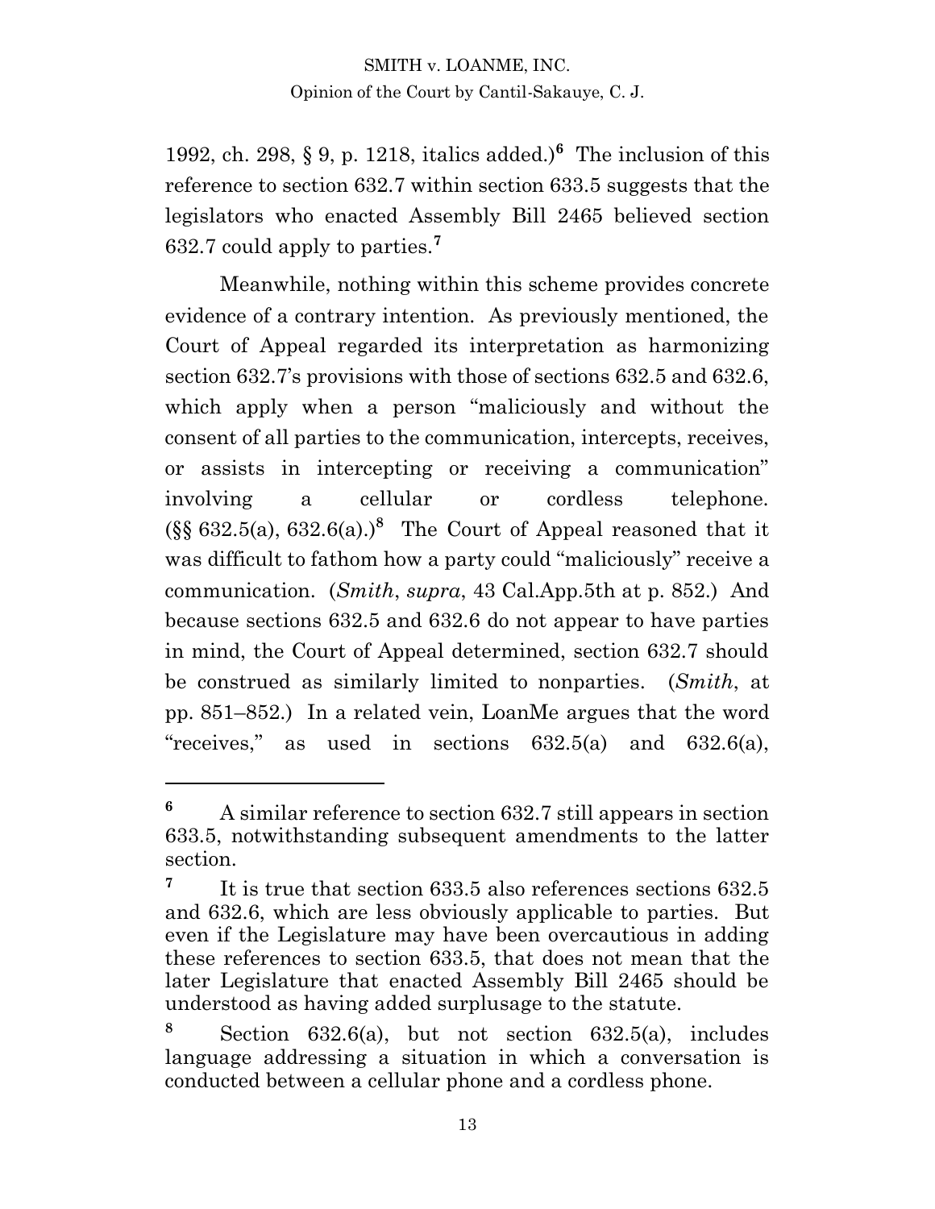1992, ch. 298, § 9, p. 1218, italics added.)[6] The inclusion of this reference to section 632.7 within section 633.5 suggests that the legislators who enacted Assembly Bill 2465 believed section 632.7 could apply to parties.[7]

Meanwhile, nothing within this scheme provides concrete evidence of a contrary intention. As previously mentioned, the Court of Appeal regarded its interpretation as harmonizing section 632.7's provisions with those of sections 632.5 and 632.6, which apply when a person "maliciously and without the consent of all parties to the communication, intercepts, receives, or assists in intercepting or receiving a communication" involving a cellular or cordless telephone. (§§ 632.5(a), 632.6(a).)[8] The Court of Appeal reasoned that it was difficult to fathom how a party could "maliciously" receive a communication. (*Smith*, *supra*, 43 Cal.App.5th at p. 852.) And because sections 632.5 and 632.6 do not appear to have parties in mind, the Court of Appeal determined, section 632.7 should be construed as similarly limited to nonparties. (*Smith*, at pp. 851–852.) In a related vein, LoanMe argues that the word "receives," as used in sections 632.5(a) and 632.6(a),

---

**6** A similar reference to section 632.7 still appears in section 633.5, notwithstanding subsequent amendments to the latter section.

**7** It is true that section 633.5 also references sections 632.5 and 632.6, which are less obviously applicable to parties. But even if the Legislature may have been overcautious in adding these references to section 633.5, that does not mean that the later Legislature that enacted Assembly Bill 2465 should be understood as having added surplusage to the statute.

**8** Section 632.6(a), but not section 632.5(a), includes language addressing a situation in which a conversation is conducted between a cellular phone and a cordless phone.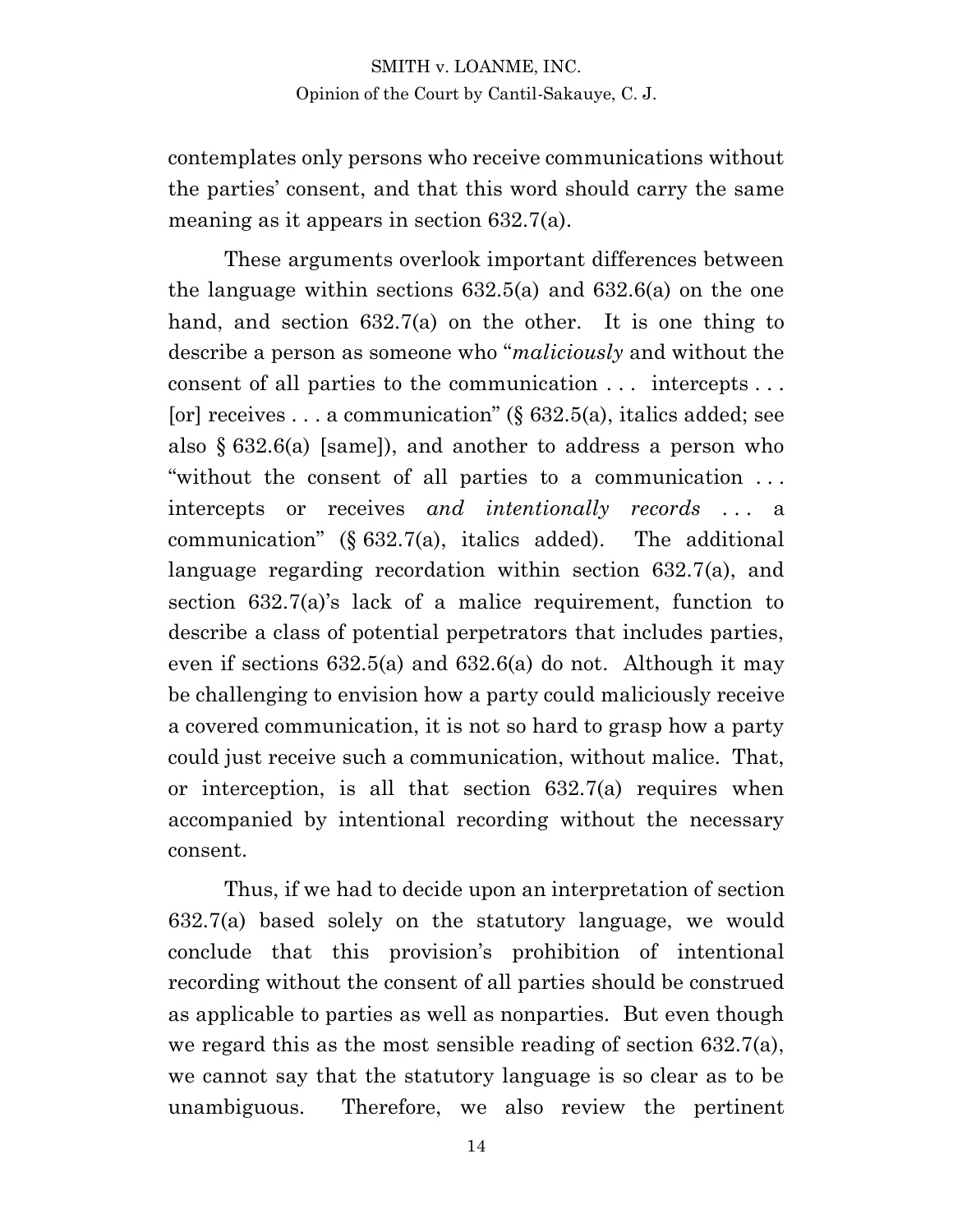contemplates only persons who receive communications without the parties' consent, and that this word should carry the same meaning as it appears in section 632.7(a).

These arguments overlook important differences between the language within sections 632.5(a) and 632.6(a) on the one hand, and section 632.7(a) on the other. It is one thing to describe a person as someone who "*maliciously* and without the consent of all parties to the communication . . . intercepts . . . [or] receives . . . a communication" (§ 632.5(a), italics added; see also § 632.6(a) [same]), and another to address a person who "without the consent of all parties to a communication . . . intercepts or receives *and intentionally records* . . . a communication" (§ 632.7(a), italics added). The additional language regarding recordation within section 632.7(a), and section 632.7(a)'s lack of a malice requirement, function to describe a class of potential perpetrators that includes parties, even if sections 632.5(a) and 632.6(a) do not. Although it may be challenging to envision how a party could maliciously receive a covered communication, it is not so hard to grasp how a party could just receive such a communication, without malice. That, or interception, is all that section 632.7(a) requires when accompanied by intentional recording without the necessary consent.

Thus, if we had to decide upon an interpretation of section 632.7(a) based solely on the statutory language, we would conclude that this provision's prohibition of intentional recording without the consent of all parties should be construed as applicable to parties as well as nonparties. But even though we regard this as the most sensible reading of section 632.7(a), we cannot say that the statutory language is so clear as to be unambiguous. Therefore, we also review the pertinent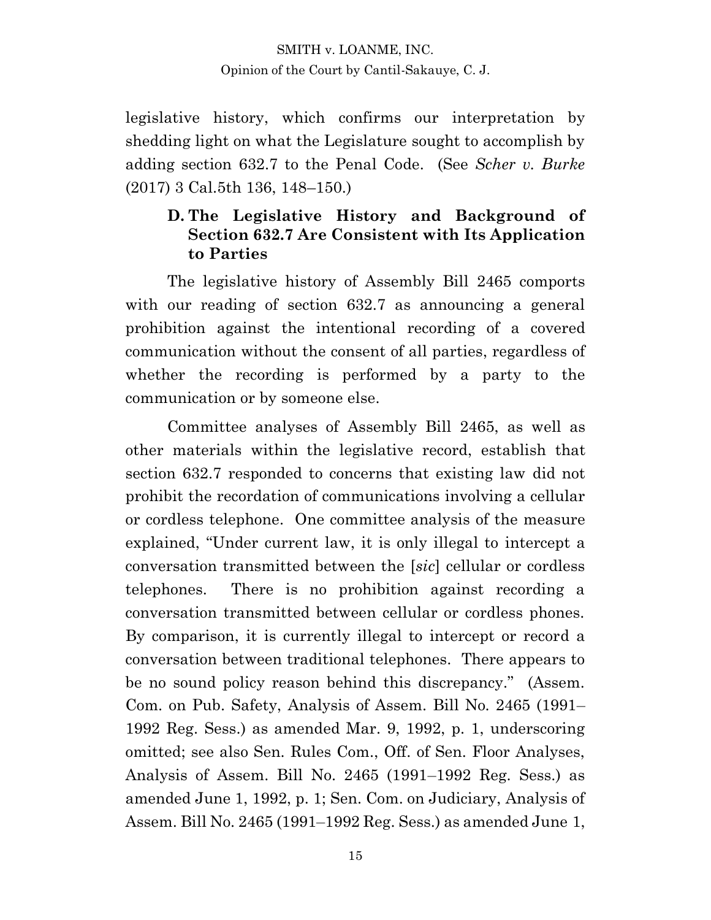legislative history, which confirms our interpretation by shedding light on what the Legislature sought to accomplish by adding section 632.7 to the Penal Code. (See *Scher v. Burke* (2017) 3 Cal.5th 136, 148–150.)

### D. The Legislative History and Background of Section 632.7 Are Consistent with Its Application to Parties

The legislative history of Assembly Bill 2465 comports with our reading of section 632.7 as announcing a general prohibition against the intentional recording of a covered communication without the consent of all parties, regardless of whether the recording is performed by a party to the communication or by someone else.

Committee analyses of Assembly Bill 2465, as well as other materials within the legislative record, establish that section 632.7 responded to concerns that existing law did not prohibit the recordation of communications involving a cellular or cordless telephone. One committee analysis of the measure explained, "Under current law, it is only illegal to intercept a conversation transmitted between the [*sic*] cellular or cordless telephones. There is no prohibition against recording a conversation transmitted between cellular or cordless phones. By comparison, it is currently illegal to intercept or record a conversation between traditional telephones. There appears to be no sound policy reason behind this discrepancy." (Assem. Com. on Pub. Safety, Analysis of Assem. Bill No. 2465 (1991–1992 Reg. Sess.) as amended Mar. 9, 1992, p. 1, underscoring omitted; see also Sen. Rules Com., Off. of Sen. Floor Analyses, Analysis of Assem. Bill No. 2465 (1991–1992 Reg. Sess.) as amended June 1, 1992, p. 1; Sen. Com. on Judiciary, Analysis of Assem. Bill No. 2465 (1991–1992 Reg. Sess.) as amended June 1,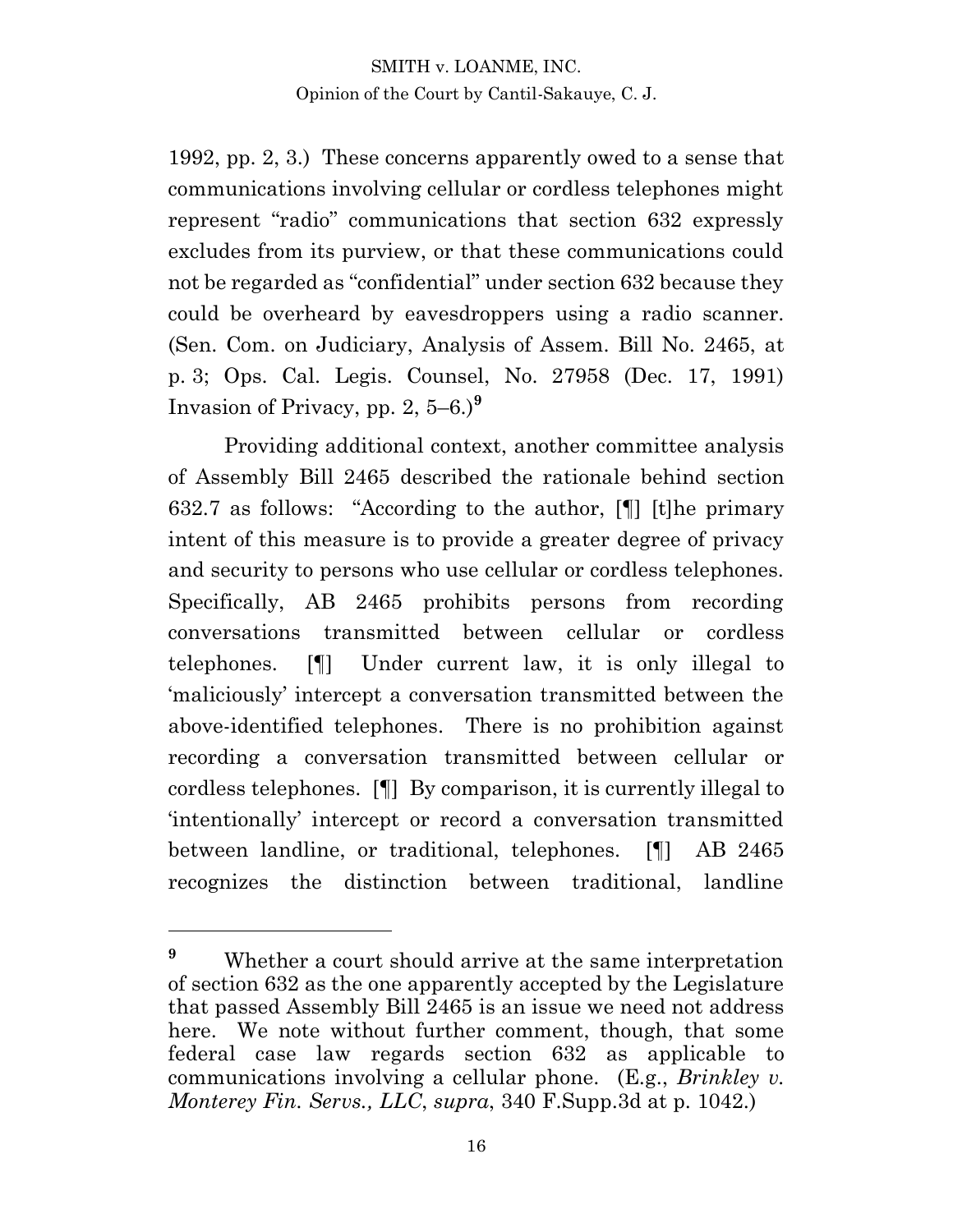1992, pp. 2, 3.) These concerns apparently owed to a sense that communications involving cellular or cordless telephones might represent "radio" communications that section 632 expressly excludes from its purview, or that these communications could not be regarded as "confidential" under section 632 because they could be overheard by eavesdroppers using a radio scanner. (Sen. Com. on Judiciary, Analysis of Assem. Bill No. 2465, at p. 3; Ops. Cal. Legis. Counsel, No. 27958 (Dec. 17, 1991) Invasion of Privacy, pp. 2, 5–6.)[9]

Providing additional context, another committee analysis of Assembly Bill 2465 described the rationale behind section 632.7 as follows: "According to the author, [¶] [t]he primary intent of this measure is to provide a greater degree of privacy and security to persons who use cellular or cordless telephones. Specifically, AB 2465 prohibits persons from recording conversations transmitted between cellular or cordless telephones. [¶] Under current law, it is only illegal to 'maliciously' intercept a conversation transmitted between the above-identified telephones. There is no prohibition against recording a conversation transmitted between cellular or cordless telephones. [¶] By comparison, it is currently illegal to 'intentionally' intercept or record a conversation transmitted between landline, or traditional, telephones. [¶] AB 2465 recognizes the distinction between traditional, landline

---

[9] Whether a court should arrive at the same interpretation of section 632 as the one apparently accepted by the Legislature that passed Assembly Bill 2465 is an issue we need not address here. We note without further comment, though, that some federal case law regards section 632 as applicable to communications involving a cellular phone. (E.g., *Brinkley v. Monterey Fin. Servs., LLC*, *supra*, 340 F.Supp.3d at p. 1042.)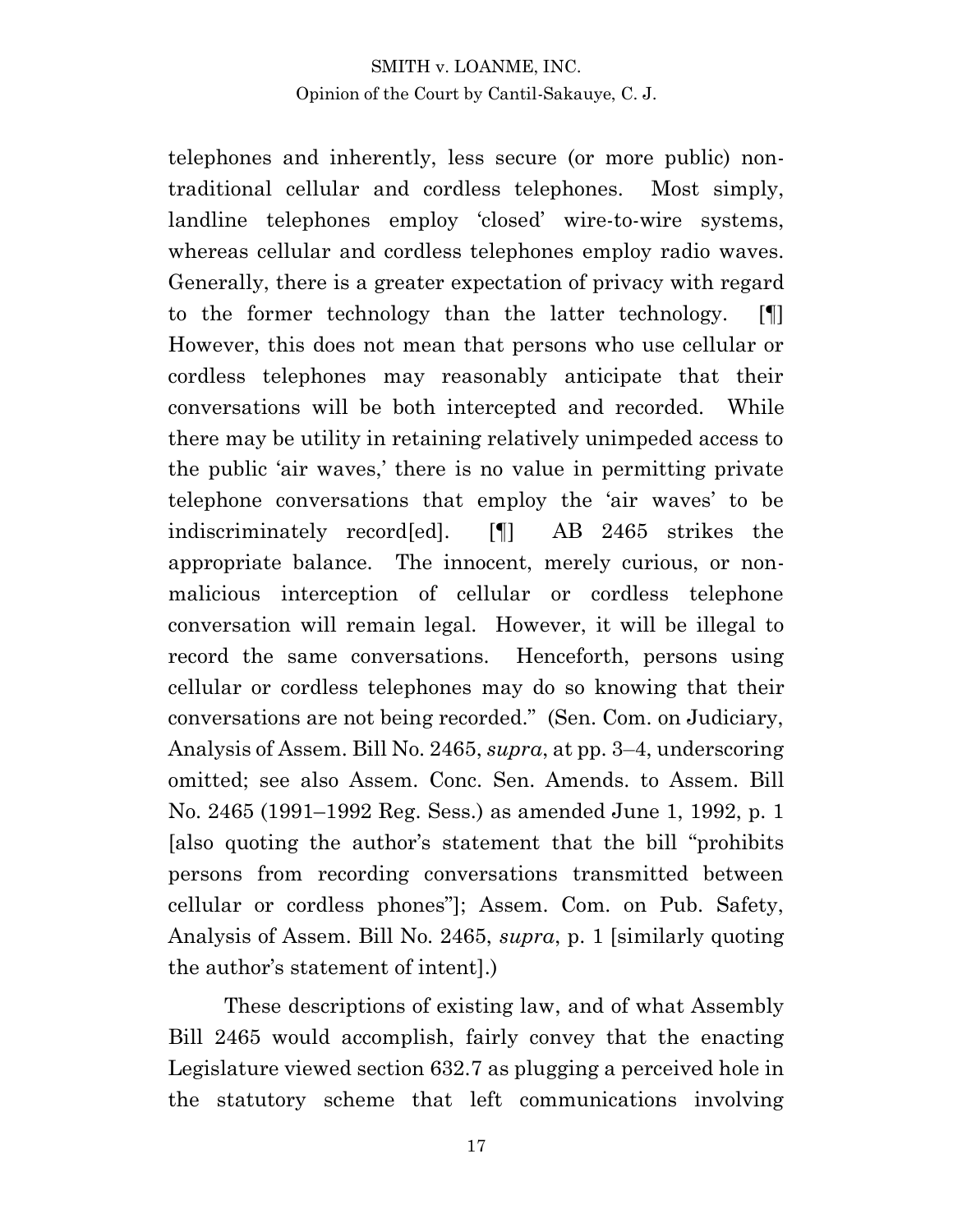telephones and inherently, less secure (or more public) non-traditional cellular and cordless telephones. Most simply, landline telephones employ 'closed' wire-to-wire systems, whereas cellular and cordless telephones employ radio waves. Generally, there is a greater expectation of privacy with regard to the former technology than the latter technology. [¶] However, this does not mean that persons who use cellular or cordless telephones may reasonably anticipate that their conversations will be both intercepted and recorded. While there may be utility in retaining relatively unimpeded access to the public 'air waves,' there is no value in permitting private telephone conversations that employ the 'air waves' to be indiscriminately record[ed]. [¶] AB 2465 strikes the appropriate balance. The innocent, merely curious, or non-malicious interception of cellular or cordless telephone conversation will remain legal. However, it will be illegal to record the same conversations. Henceforth, persons using cellular or cordless telephones may do so knowing that their conversations are not being recorded." (Sen. Com. on Judiciary, Analysis of Assem. Bill No. 2465, *supra*, at pp. 3–4, underscoring omitted; see also Assem. Conc. Sen. Amends. to Assem. Bill No. 2465 (1991–1992 Reg. Sess.) as amended June 1, 1992, p. 1 [also quoting the author's statement that the bill "prohibits persons from recording conversations transmitted between cellular or cordless phones"]; Assem. Com. on Pub. Safety, Analysis of Assem. Bill No. 2465, *supra*, p. 1 [similarly quoting the author's statement of intent].)

These descriptions of existing law, and of what Assembly Bill 2465 would accomplish, fairly convey that the enacting Legislature viewed section 632.7 as plugging a perceived hole in the statutory scheme that left communications involving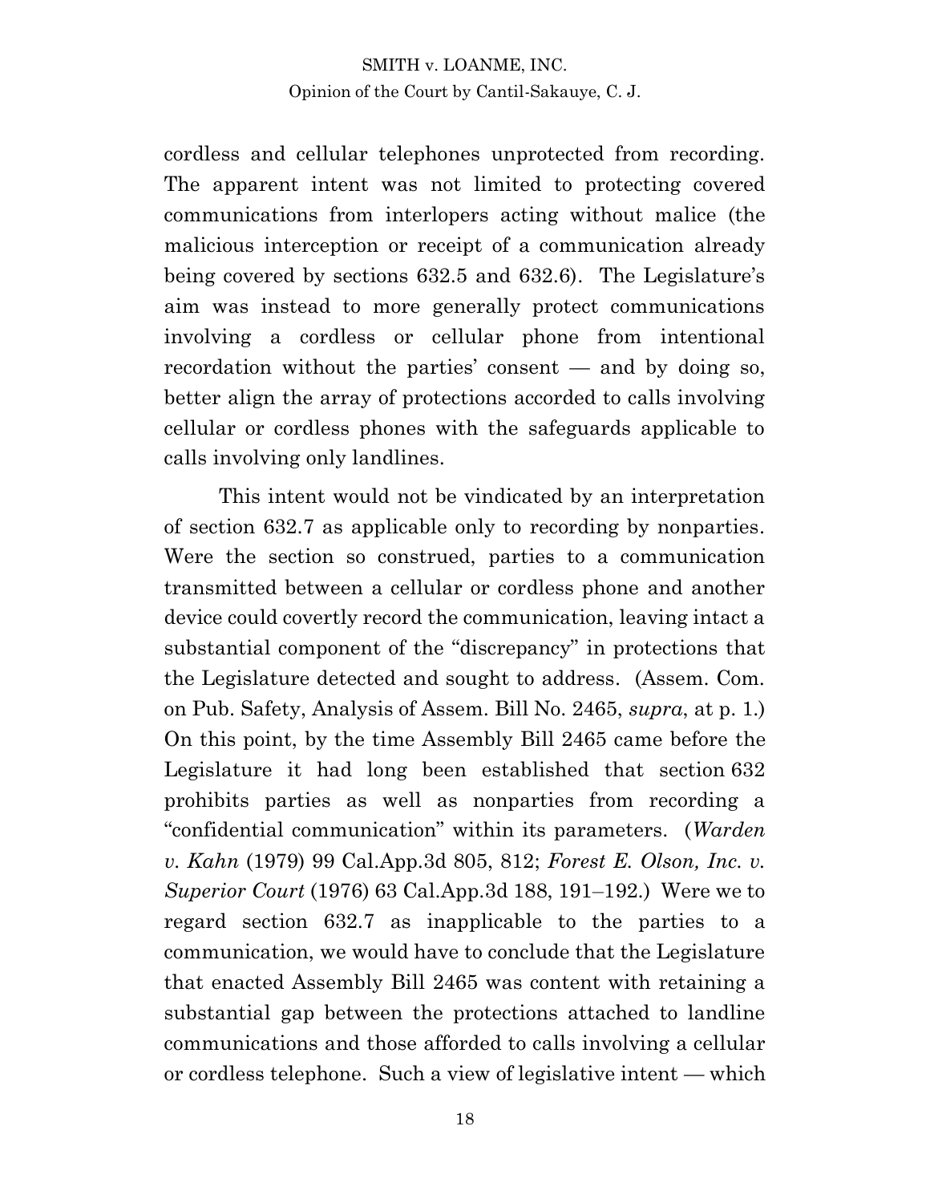cordless and cellular telephones unprotected from recording. The apparent intent was not limited to protecting covered communications from interlopers acting without malice (the malicious interception or receipt of a communication already being covered by sections 632.5 and 632.6). The Legislature's aim was instead to more generally protect communications involving a cordless or cellular phone from intentional recordation without the parties' consent — and by doing so, better align the array of protections accorded to calls involving cellular or cordless phones with the safeguards applicable to calls involving only landlines.

This intent would not be vindicated by an interpretation of section 632.7 as applicable only to recording by nonparties. Were the section so construed, parties to a communication transmitted between a cellular or cordless phone and another device could covertly record the communication, leaving intact a substantial component of the "discrepancy" in protections that the Legislature detected and sought to address. (Assem. Com. on Pub. Safety, Analysis of Assem. Bill No. 2465, *supra*, at p. 1.) On this point, by the time Assembly Bill 2465 came before the Legislature it had long been established that section 632 prohibits parties as well as nonparties from recording a "confidential communication" within its parameters. (*Warden v. Kahn* (1979) 99 Cal.App.3d 805, 812; *Forest E. Olson, Inc. v. Superior Court* (1976) 63 Cal.App.3d 188, 191–192.) Were we to regard section 632.7 as inapplicable to the parties to a communication, we would have to conclude that the Legislature that enacted Assembly Bill 2465 was content with retaining a substantial gap between the protections attached to landline communications and those afforded to calls involving a cellular or cordless telephone. Such a view of legislative intent — which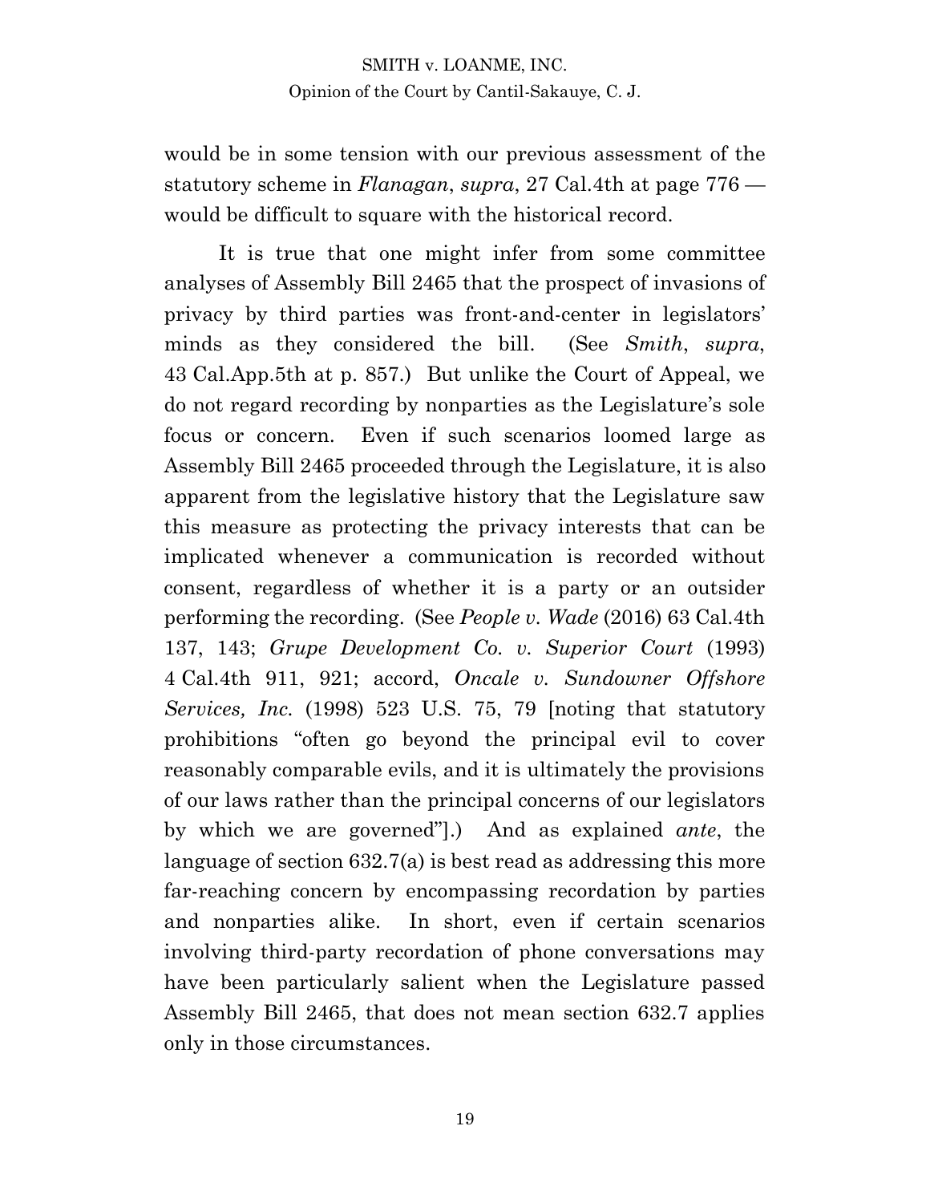would be in some tension with our previous assessment of the statutory scheme in *Flanagan*, *supra*, 27 Cal.4th at page 776 — would be difficult to square with the historical record.

It is true that one might infer from some committee analyses of Assembly Bill 2465 that the prospect of invasions of privacy by third parties was front-and-center in legislators' minds as they considered the bill. (See *Smith*, *supra*, 43 Cal.App.5th at p. 857.) But unlike the Court of Appeal, we do not regard recording by nonparties as the Legislature's sole focus or concern. Even if such scenarios loomed large as Assembly Bill 2465 proceeded through the Legislature, it is also apparent from the legislative history that the Legislature saw this measure as protecting the privacy interests that can be implicated whenever a communication is recorded without consent, regardless of whether it is a party or an outsider performing the recording. (See *People v. Wade* (2016) 63 Cal.4th 137, 143; *Grupe Development Co. v. Superior Court* (1993) 4 Cal.4th 911, 921; accord, *Oncale v. Sundowner Offshore Services, Inc.* (1998) 523 U.S. 75, 79 [noting that statutory prohibitions "often go beyond the principal evil to cover reasonably comparable evils, and it is ultimately the provisions of our laws rather than the principal concerns of our legislators by which we are governed"].) And as explained *ante*, the language of section 632.7(a) is best read as addressing this more far-reaching concern by encompassing recordation by parties and nonparties alike. In short, even if certain scenarios involving third-party recordation of phone conversations may have been particularly salient when the Legislature passed Assembly Bill 2465, that does not mean section 632.7 applies only in those circumstances.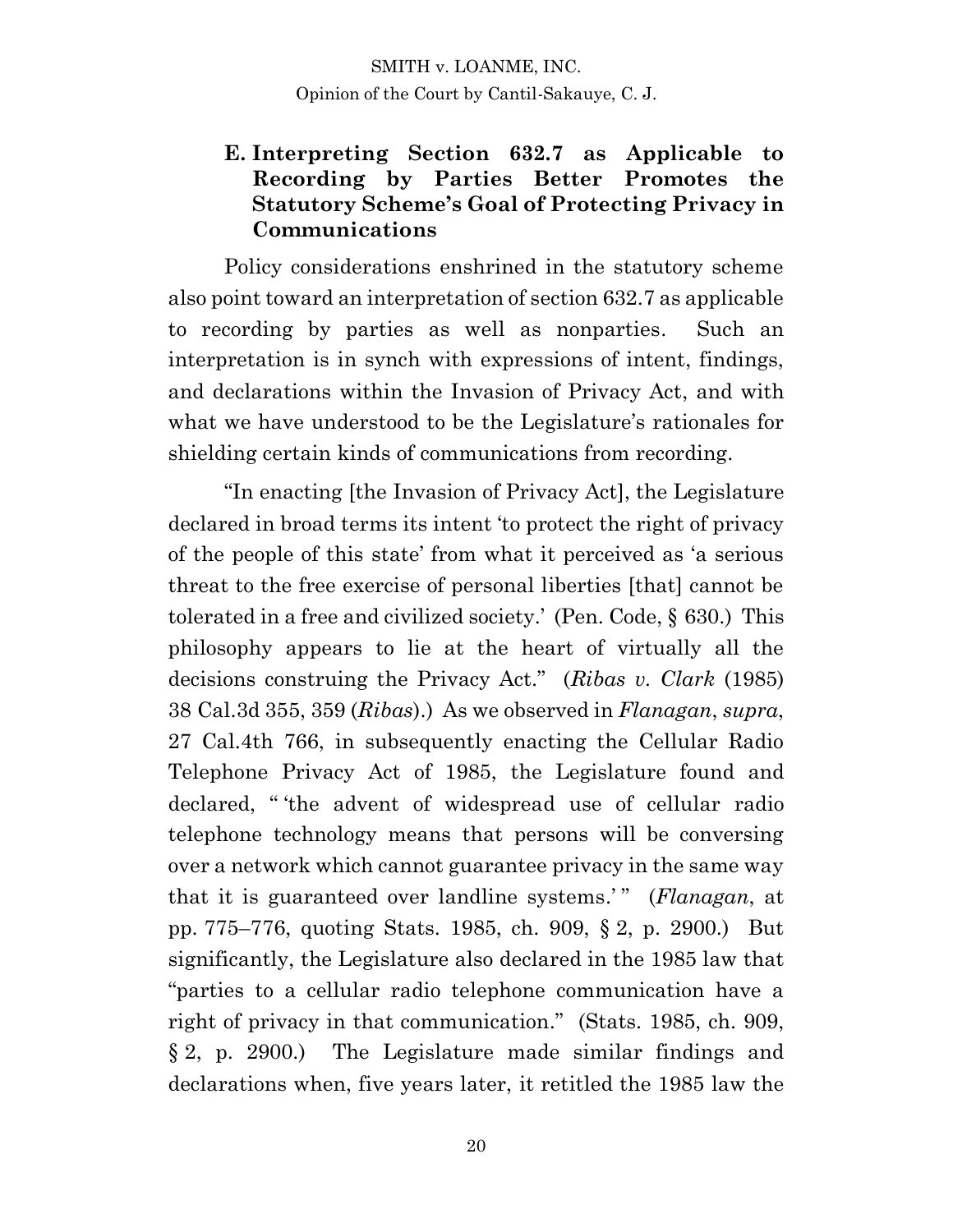### E. Interpreting Section 632.7 as Applicable to Recording by Parties Better Promotes the Statutory Scheme's Goal of Protecting Privacy in Communications

Policy considerations enshrined in the statutory scheme also point toward an interpretation of section 632.7 as applicable to recording by parties as well as nonparties. Such an interpretation is in synch with expressions of intent, findings, and declarations within the Invasion of Privacy Act, and with what we have understood to be the Legislature's rationales for shielding certain kinds of communications from recording.

"In enacting [the Invasion of Privacy Act], the Legislature declared in broad terms its intent 'to protect the right of privacy of the people of this state' from what it perceived as 'a serious threat to the free exercise of personal liberties [that] cannot be tolerated in a free and civilized society.' (Pen. Code, § 630.) This philosophy appears to lie at the heart of virtually all the decisions construing the Privacy Act." (*Ribas v. Clark* (1985) 38 Cal.3d 355, 359 (*Ribas*).) As we observed in *Flanagan*, *supra*, 27 Cal.4th 766, in subsequently enacting the Cellular Radio Telephone Privacy Act of 1985, the Legislature found and declared, " 'the advent of widespread use of cellular radio telephone technology means that persons will be conversing over a network which cannot guarantee privacy in the same way that it is guaranteed over landline systems.' " (*Flanagan*, at pp. 775–776, quoting Stats. 1985, ch. 909, § 2, p. 2900.) But significantly, the Legislature also declared in the 1985 law that "parties to a cellular radio telephone communication have a right of privacy in that communication." (Stats. 1985, ch. 909, § 2, p. 2900.) The Legislature made similar findings and declarations when, five years later, it retitled the 1985 law the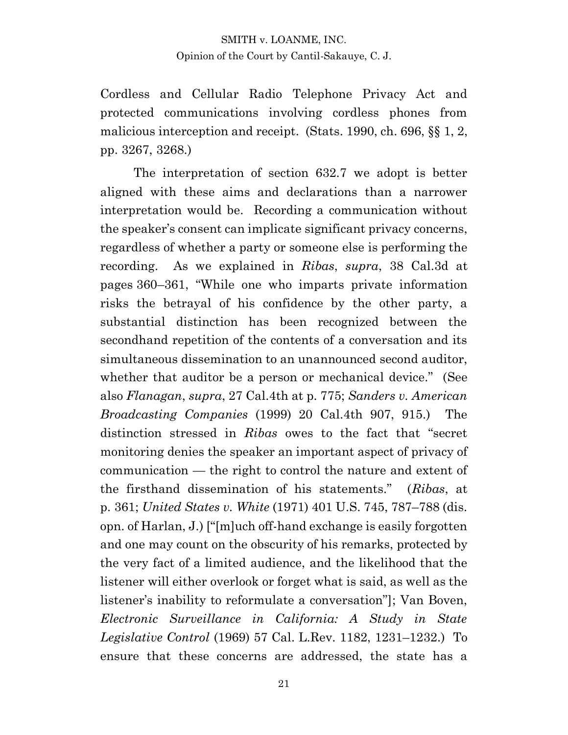Cordless and Cellular Radio Telephone Privacy Act and protected communications involving cordless phones from malicious interception and receipt. (Stats. 1990, ch. 696, §§ 1, 2, pp. 3267, 3268.)

The interpretation of section 632.7 we adopt is better aligned with these aims and declarations than a narrower interpretation would be. Recording a communication without the speaker's consent can implicate significant privacy concerns, regardless of whether a party or someone else is performing the recording. As we explained in *Ribas*, *supra*, 38 Cal.3d at pages 360–361, "While one who imparts private information risks the betrayal of his confidence by the other party, a substantial distinction has been recognized between the secondhand repetition of the contents of a conversation and its simultaneous dissemination to an unannounced second auditor, whether that auditor be a person or mechanical device." (See also *Flanagan*, *supra*, 27 Cal.4th at p. 775; *Sanders v. American Broadcasting Companies* (1999) 20 Cal.4th 907, 915.) The distinction stressed in *Ribas* owes to the fact that "secret monitoring denies the speaker an important aspect of privacy of communication — the right to control the nature and extent of the firsthand dissemination of his statements." (*Ribas*, at p. 361; *United States v. White* (1971) 401 U.S. 745, 787–788 (dis. opn. of Harlan, J.) ["[m]uch off-hand exchange is easily forgotten and one may count on the obscurity of his remarks, protected by the very fact of a limited audience, and the likelihood that the listener will either overlook or forget what is said, as well as the listener's inability to reformulate a conversation"]; Van Boven, *Electronic Surveillance in California: A Study in State Legislative Control* (1969) 57 Cal. L.Rev. 1182, 1231–1232.) To ensure that these concerns are addressed, the state has a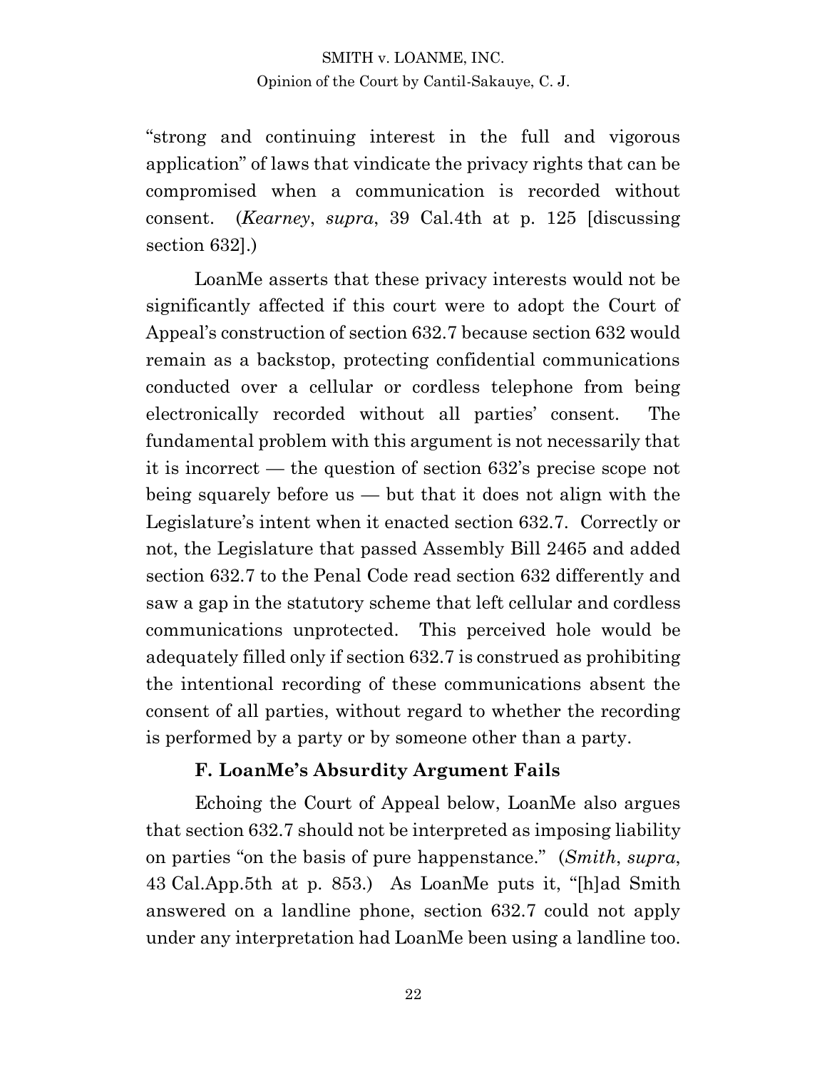"strong and continuing interest in the full and vigorous application" of laws that vindicate the privacy rights that can be compromised when a communication is recorded without consent. (*Kearney*, *supra*, 39 Cal.4th at p. 125 [discussing section 632].)

LoanMe asserts that these privacy interests would not be significantly affected if this court were to adopt the Court of Appeal's construction of section 632.7 because section 632 would remain as a backstop, protecting confidential communications conducted over a cellular or cordless telephone from being electronically recorded without all parties' consent. The fundamental problem with this argument is not necessarily that it is incorrect — the question of section 632's precise scope not being squarely before us — but that it does not align with the Legislature's intent when it enacted section 632.7. Correctly or not, the Legislature that passed Assembly Bill 2465 and added section 632.7 to the Penal Code read section 632 differently and saw a gap in the statutory scheme that left cellular and cordless communications unprotected. This perceived hole would be adequately filled only if section 632.7 is construed as prohibiting the intentional recording of these communications absent the consent of all parties, without regard to whether the recording is performed by a party or by someone other than a party.

### F. LoanMe's Absurdity Argument Fails

Echoing the Court of Appeal below, LoanMe also argues that section 632.7 should not be interpreted as imposing liability on parties "on the basis of pure happenstance." (*Smith*, *supra*, 43 Cal.App.5th at p. 853.) As LoanMe puts it, "[h]ad Smith answered on a landline phone, section 632.7 could not apply under any interpretation had LoanMe been using a landline too.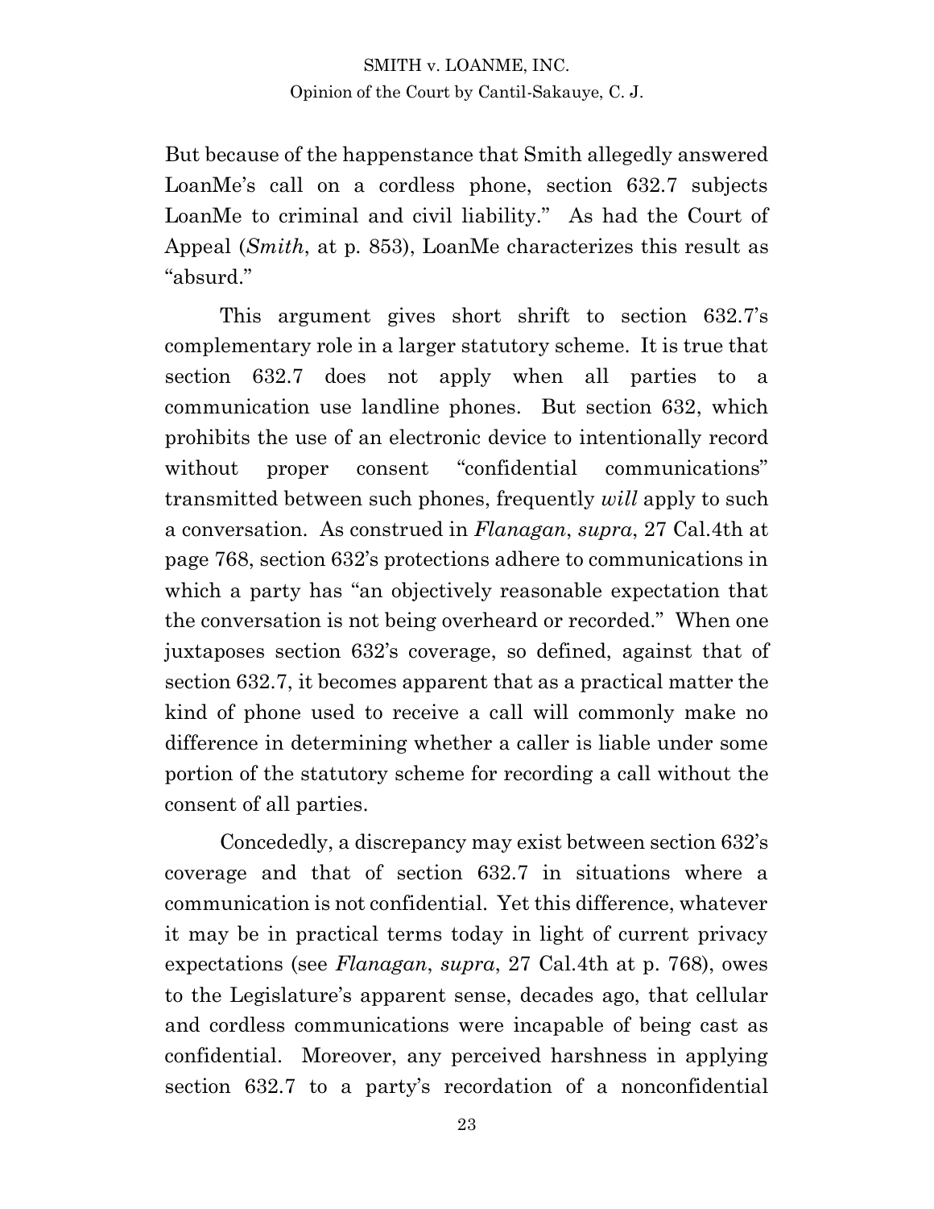But because of the happenstance that Smith allegedly answered LoanMe's call on a cordless phone, section 632.7 subjects LoanMe to criminal and civil liability." As had the Court of Appeal (*Smith*, at p. 853), LoanMe characterizes this result as "absurd."

This argument gives short shrift to section 632.7's complementary role in a larger statutory scheme. It is true that section 632.7 does not apply when all parties to a communication use landline phones. But section 632, which prohibits the use of an electronic device to intentionally record without proper consent "confidential communications" transmitted between such phones, frequently *will* apply to such a conversation. As construed in *Flanagan*, *supra*, 27 Cal.4th at page 768, section 632's protections adhere to communications in which a party has "an objectively reasonable expectation that the conversation is not being overheard or recorded." When one juxtaposes section 632's coverage, so defined, against that of section 632.7, it becomes apparent that as a practical matter the kind of phone used to receive a call will commonly make no difference in determining whether a caller is liable under some portion of the statutory scheme for recording a call without the consent of all parties.

Concededly, a discrepancy may exist between section 632's coverage and that of section 632.7 in situations where a communication is not confidential. Yet this difference, whatever it may be in practical terms today in light of current privacy expectations (see *Flanagan*, *supra*, 27 Cal.4th at p. 768), owes to the Legislature's apparent sense, decades ago, that cellular and cordless communications were incapable of being cast as confidential. Moreover, any perceived harshness in applying section 632.7 to a party's recordation of a nonconfidential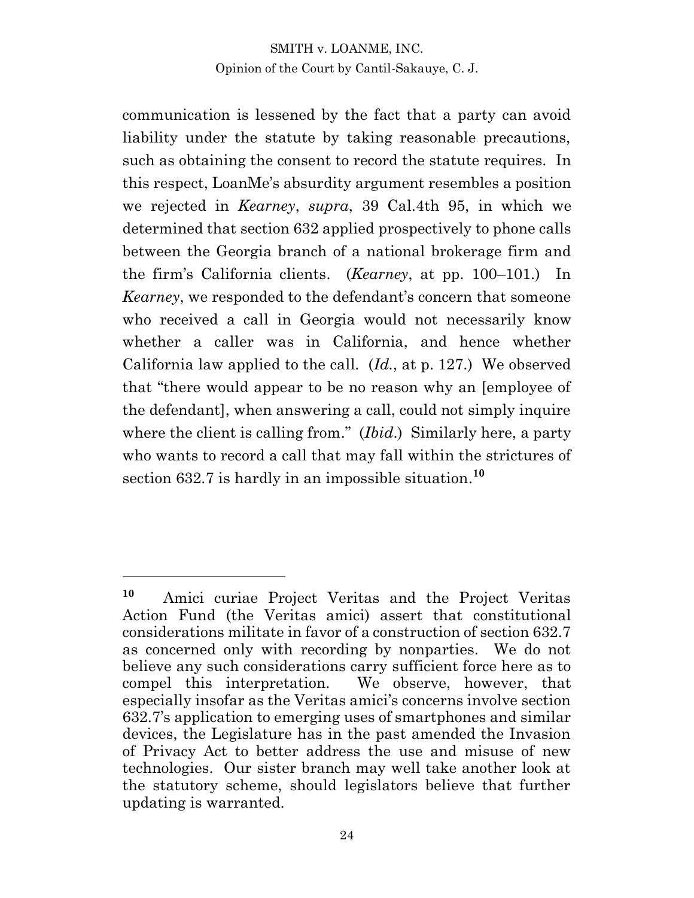communication is lessened by the fact that a party can avoid liability under the statute by taking reasonable precautions, such as obtaining the consent to record the statute requires. In this respect, LoanMe's absurdity argument resembles a position we rejected in *Kearney*, *supra*, 39 Cal.4th 95, in which we determined that section 632 applied prospectively to phone calls between the Georgia branch of a national brokerage firm and the firm's California clients. (*Kearney*, at pp. 100–101.) In *Kearney*, we responded to the defendant's concern that someone who received a call in Georgia would not necessarily know whether a caller was in California, and hence whether California law applied to the call. (*Id.*, at p. 127.) We observed that "there would appear to be no reason why an [employee of the defendant], when answering a call, could not simply inquire where the client is calling from." (*Ibid.*) Similarly here, a party who wants to record a call that may fall within the strictures of section 632.7 is hardly in an impossible situation.[10]

---

[10] Amici curiae Project Veritas and the Project Veritas Action Fund (the Veritas amici) assert that constitutional considerations militate in favor of a construction of section 632.7 as concerned only with recording by nonparties. We do not believe any such considerations carry sufficient force here as to compel this interpretation. We observe, however, that especially insofar as the Veritas amici's concerns involve section 632.7's application to emerging uses of smartphones and similar devices, the Legislature has in the past amended the Invasion of Privacy Act to better address the use and misuse of new technologies. Our sister branch may well take another look at the statutory scheme, should legislators believe that further updating is warranted.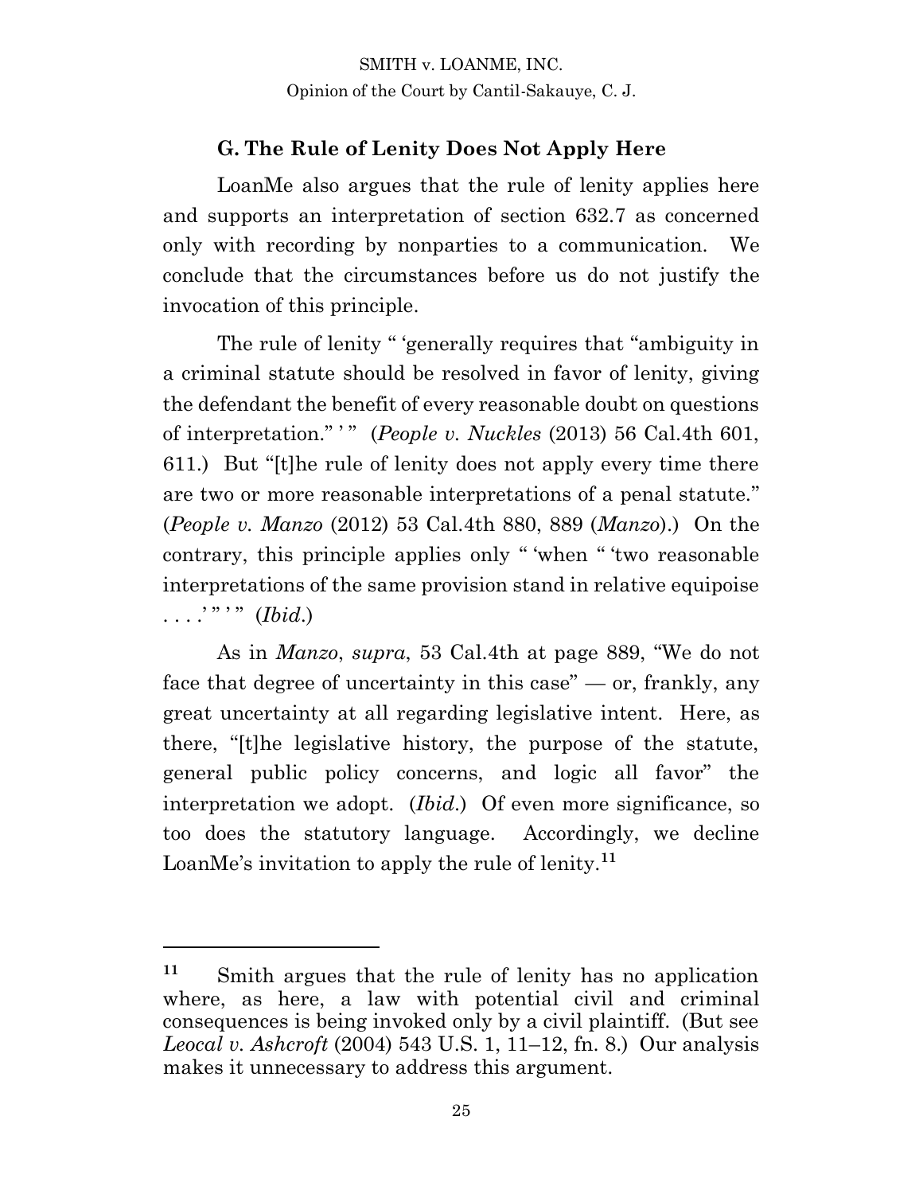### G. The Rule of Lenity Does Not Apply Here

LoanMe also argues that the rule of lenity applies here and supports an interpretation of section 632.7 as concerned only with recording by nonparties to a communication. We conclude that the circumstances before us do not justify the invocation of this principle.

The rule of lenity " 'generally requires that "ambiguity in a criminal statute should be resolved in favor of lenity, giving the defendant the benefit of every reasonable doubt on questions of interpretation." ' " (*People v. Nuckles* (2013) 56 Cal.4th 601, 611.) But "[t]he rule of lenity does not apply every time there are two or more reasonable interpretations of a penal statute." (*People v. Manzo* (2012) 53 Cal.4th 880, 889 (*Manzo*).) On the contrary, this principle applies only " 'when " 'two reasonable interpretations of the same provision stand in relative equipoise . . . .' " ' " (*Ibid.*)

As in *Manzo*, *supra*, 53 Cal.4th at page 889, "We do not face that degree of uncertainty in this case" — or, frankly, any great uncertainty at all regarding legislative intent. Here, as there, "[t]he legislative history, the purpose of the statute, general public policy concerns, and logic all favor" the interpretation we adopt. (*Ibid.*) Of even more significance, so too does the statutory language. Accordingly, we decline LoanMe's invitation to apply the rule of lenity.[11]

---

[11] Smith argues that the rule of lenity has no application where, as here, a law with potential civil and criminal consequences is being invoked only by a civil plaintiff. (But see *Leocal v. Ashcroft* (2004) 543 U.S. 1, 11–12, fn. 8.) Our analysis makes it unnecessary to address this argument.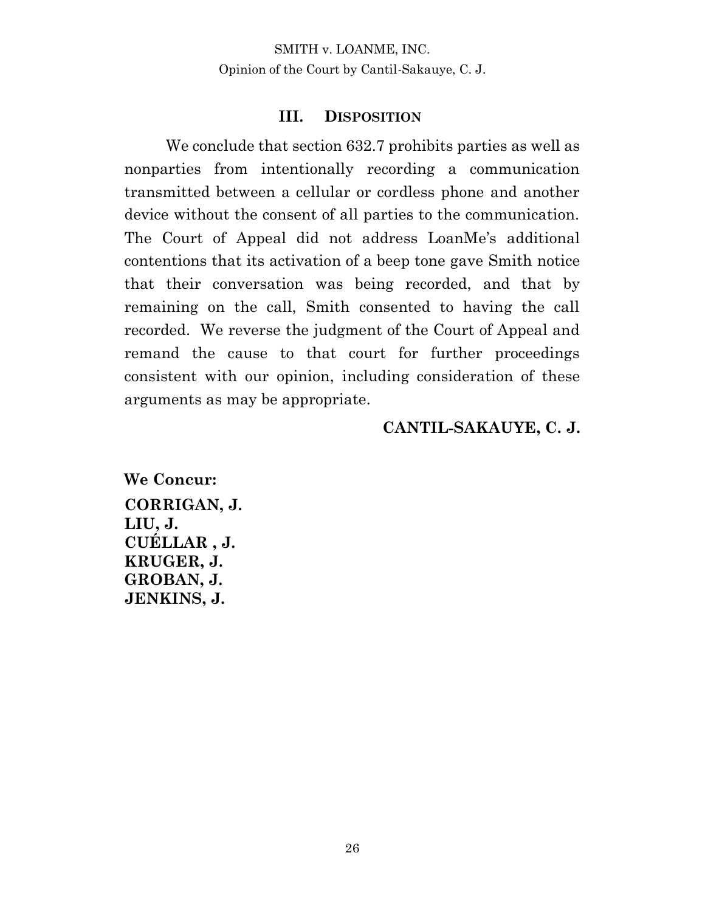## III. DISPOSITION

We conclude that section 632.7 prohibits parties as well as nonparties from intentionally recording a communication transmitted between a cellular or cordless phone and another device without the consent of all parties to the communication. The Court of Appeal did not address LoanMe's additional contentions that its activation of a beep tone gave Smith notice that their conversation was being recorded, and that by remaining on the call, Smith consented to having the call recorded. We reverse the judgment of the Court of Appeal and remand the cause to that court for further proceedings consistent with our opinion, including consideration of these arguments as may be appropriate.

**CANTIL-SAKAUYE, C. J.**

**We Concur:**

**CORRIGAN, J.**
**LIU, J.**
**CUÉLLAR , J.**
**KRUGER, J.**
**GROBAN, J.**
**JENKINS, J.**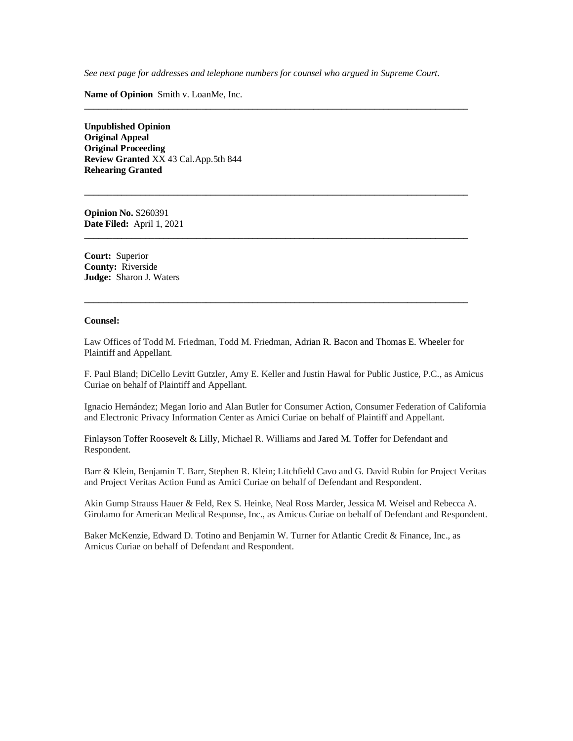*See next page for addresses and telephone numbers for counsel who argued in Supreme Court.*

**Name of Opinion** Smith v. LoanMe, Inc.

---

**Unpublished Opinion**
**Original Appeal**
**Original Proceeding**
**Review Granted** XX 43 Cal.App.5th 844
**Rehearing Granted**

---

**Opinion No.** S260391
**Date Filed:** April 1, 2021

---

**Court:** Superior
**County:** Riverside
**Judge:** Sharon J. Waters

---

**Counsel:**

Law Offices of Todd M. Friedman, Todd M. Friedman, Adrian R. Bacon and Thomas E. Wheeler for Plaintiff and Appellant.

F. Paul Bland; DiCello Levitt Gutzler, Amy E. Keller and Justin Hawal for Public Justice, P.C., as Amicus Curiae on behalf of Plaintiff and Appellant.

Ignacio Hernández; Megan Iorio and Alan Butler for Consumer Action, Consumer Federation of California and Electronic Privacy Information Center as Amici Curiae on behalf of Plaintiff and Appellant.

Finlayson Toffer Roosevelt & Lilly, Michael R. Williams and Jared M. Toffer for Defendant and Respondent.

Barr & Klein, Benjamin T. Barr, Stephen R. Klein; Litchfield Cavo and G. David Rubin for Project Veritas and Project Veritas Action Fund as Amici Curiae on behalf of Defendant and Respondent.

Akin Gump Strauss Hauer & Feld, Rex S. Heinke, Neal Ross Marder, Jessica M. Weisel and Rebecca A. Girolamo for American Medical Response, Inc., as Amicus Curiae on behalf of Defendant and Respondent.

Baker McKenzie, Edward D. Totino and Benjamin W. Turner for Atlantic Credit & Finance, Inc., as Amicus Curiae on behalf of Defendant and Respondent.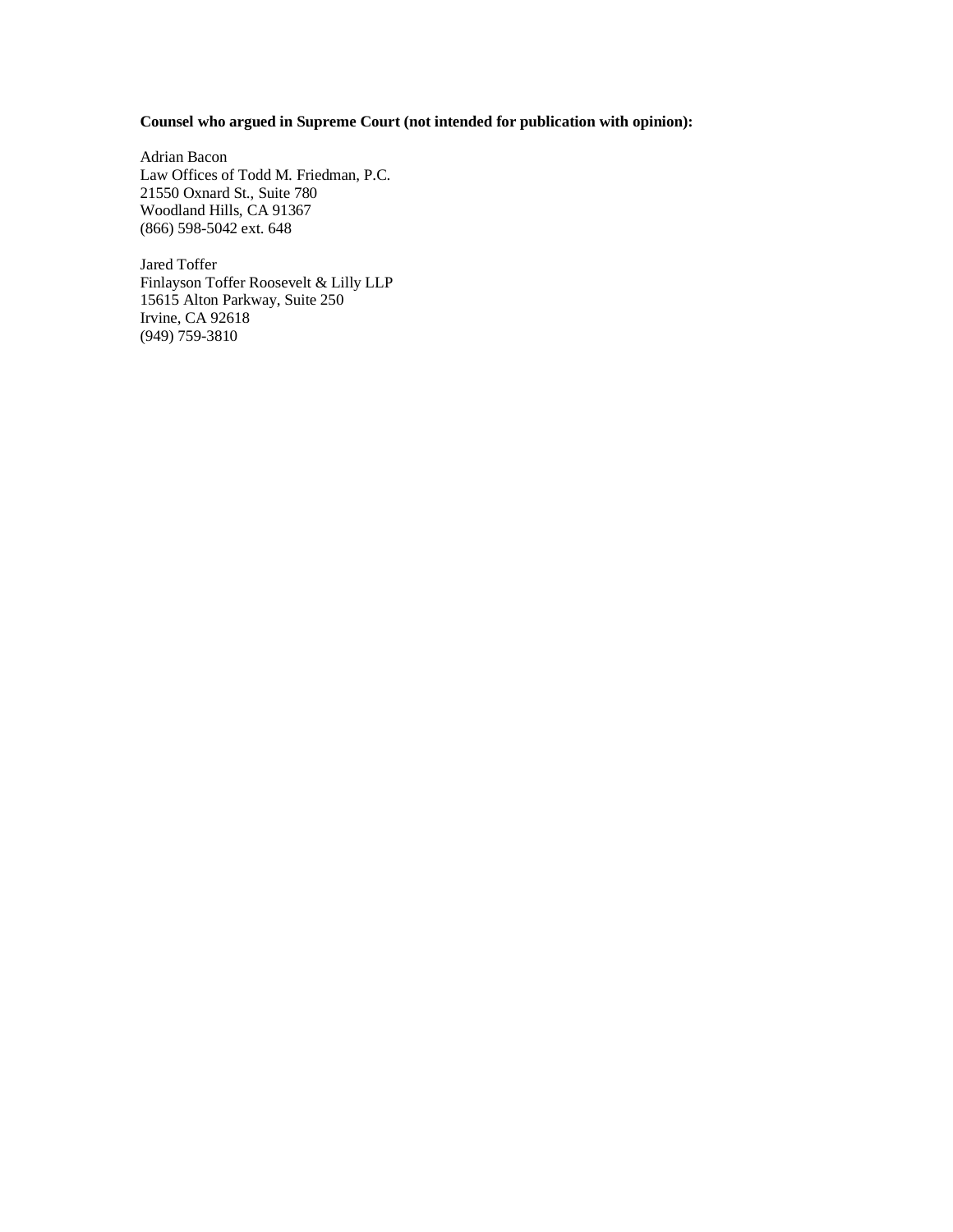**Counsel who argued in Supreme Court (not intended for publication with opinion):**

Adrian Bacon
Law Offices of Todd M. Friedman, P.C.
21550 Oxnard St., Suite 780
Woodland Hills, CA 91367
(866) 598-5042 ext. 648

Jared Toffer
Finlayson Toffer Roosevelt & Lilly LLP
15615 Alton Parkway, Suite 250
Irvine, CA 92618
(949) 759-3810